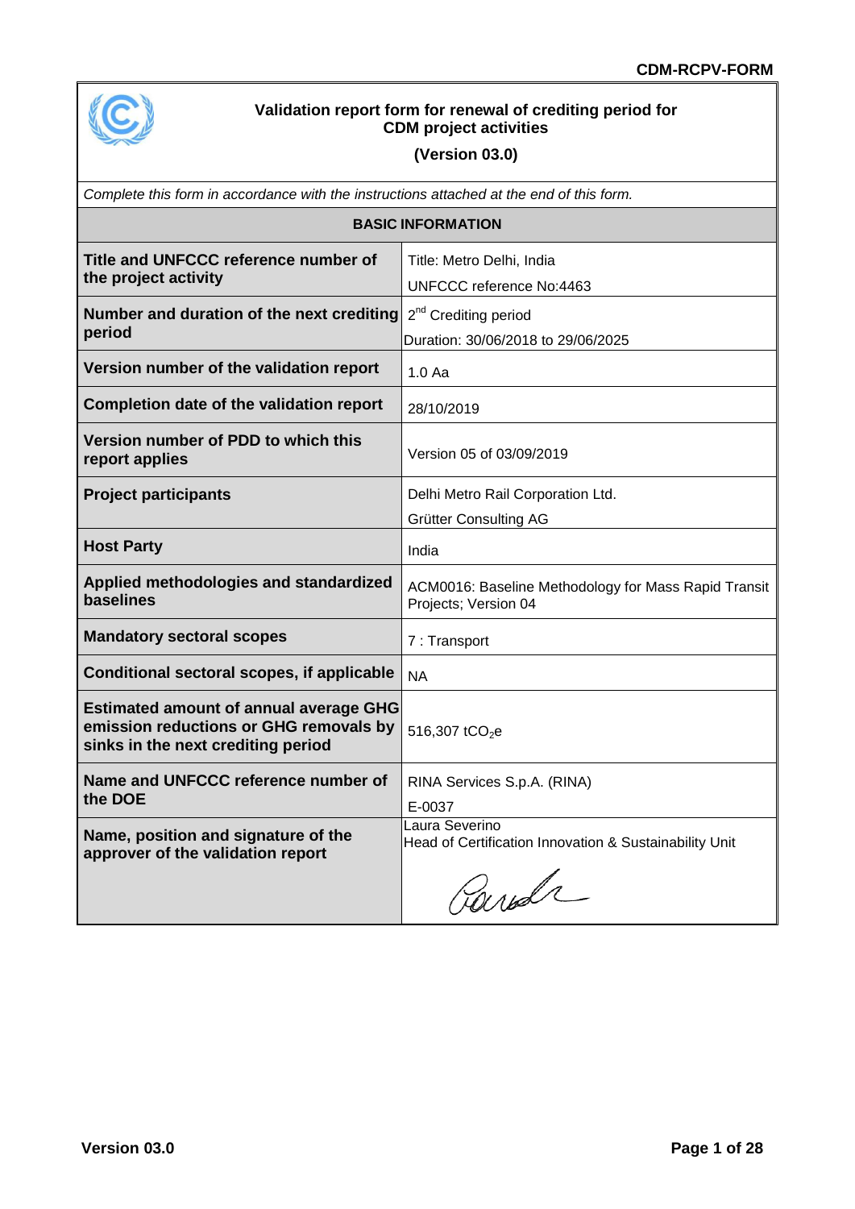**CDM-RCPV-FORM**

# Validation report form for renewal of crediting period for CDM project activities

**(Version 03.0)**

*Complete this form in accordance with the instructions attached at the end of this form.*

| **BASIC INFORMATION** | |
|---|---|
| **Title and UNFCCC reference number of the project activity** | Title: Metro Delhi, India<br>UNFCCC reference No:4463 |
| **Number and duration of the next crediting period** | 2nd Crediting period<br>Duration: 30/06/2018 to 29/06/2025 |
| **Version number of the validation report** | 1.0 Aa |
| **Completion date of the validation report** | 28/10/2019 |
| **Version number of PDD to which this report applies** | Version 05 of 03/09/2019 |
| **Project participants** | Delhi Metro Rail Corporation Ltd.<br>Grütter Consulting AG |
| **Host Party** | India |
| **Applied methodologies and standardized baselines** | ACM0016: Baseline Methodology for Mass Rapid Transit Projects; Version 04 |
| **Mandatory sectoral scopes** | 7 : Transport |
| **Conditional sectoral scopes, if applicable** | NA |
| **Estimated amount of annual average GHG emission reductions or GHG removals by sinks in the next crediting period** | 516,307 $tCO_2e$ |
| **Name and UNFCCC reference number of the DOE** | RINA Services S.p.A. (RINA)<br>E-0037 |
| **Name, position and signature of the approver of the validation report** | Laura Severino<br>Head of Certification Innovation & Sustainability Unit |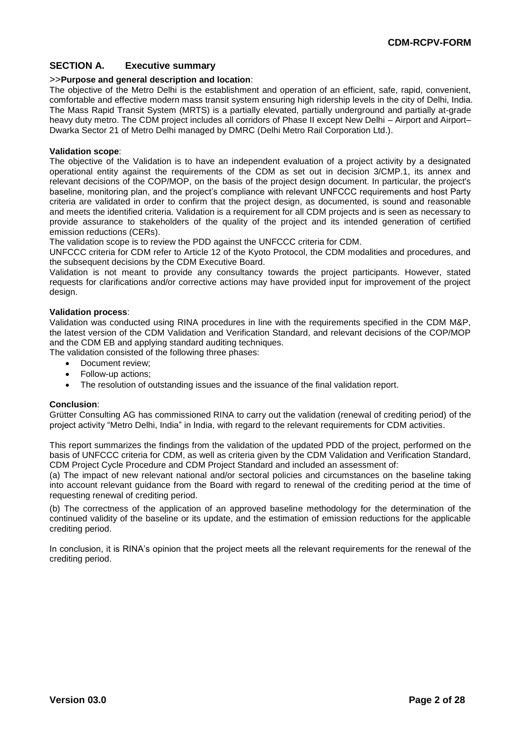## SECTION A. Executive summary

>>**Purpose and general description and location**:

The objective of the Metro Delhi is the establishment and operation of an efficient, safe, rapid, convenient, comfortable and effective modern mass transit system ensuring high ridership levels in the city of Delhi, India. The Mass Rapid Transit System (MRTS) is a partially elevated, partially underground and partially at-grade heavy duty metro. The CDM project includes all corridors of Phase II except New Delhi – Airport and Airport–Dwarka Sector 21 of Metro Delhi managed by DMRC (Delhi Metro Rail Corporation Ltd.).

**Validation scope**:

The objective of the Validation is to have an independent evaluation of a project activity by a designated operational entity against the requirements of the CDM as set out in decision 3/CMP.1, its annex and relevant decisions of the COP/MOP, on the basis of the project design document. In particular, the project's baseline, monitoring plan, and the project's compliance with relevant UNFCCC requirements and host Party criteria are validated in order to confirm that the project design, as documented, is sound and reasonable and meets the identified criteria. Validation is a requirement for all CDM projects and is seen as necessary to provide assurance to stakeholders of the quality of the project and its intended generation of certified emission reductions (CERs).

The validation scope is to review the PDD against the UNFCCC criteria for CDM.

UNFCCC criteria for CDM refer to Article 12 of the Kyoto Protocol, the CDM modalities and procedures, and the subsequent decisions by the CDM Executive Board.

Validation is not meant to provide any consultancy towards the project participants. However, stated requests for clarifications and/or corrective actions may have provided input for improvement of the project design.

**Validation process**:

Validation was conducted using RINA procedures in line with the requirements specified in the CDM M&P, the latest version of the CDM Validation and Verification Standard, and relevant decisions of the COP/MOP and the CDM EB and applying standard auditing techniques.

The validation consisted of the following three phases:

- Document review;
- Follow-up actions;
- The resolution of outstanding issues and the issuance of the final validation report.

**Conclusion**:

Grütter Consulting AG has commissioned RINA to carry out the validation (renewal of crediting period) of the project activity "Metro Delhi, India" in India, with regard to the relevant requirements for CDM activities.

This report summarizes the findings from the validation of the updated PDD of the project, performed on the basis of UNFCCC criteria for CDM, as well as criteria given by the CDM Validation and Verification Standard, CDM Project Cycle Procedure and CDM Project Standard and included an assessment of:

(a) The impact of new relevant national and/or sectoral policies and circumstances on the baseline taking into account relevant guidance from the Board with regard to renewal of the crediting period at the time of requesting renewal of crediting period.

(b) The correctness of the application of an approved baseline methodology for the determination of the continued validity of the baseline or its update, and the estimation of emission reductions for the applicable crediting period.

In conclusion, it is RINA's opinion that the project meets all the relevant requirements for the renewal of the crediting period.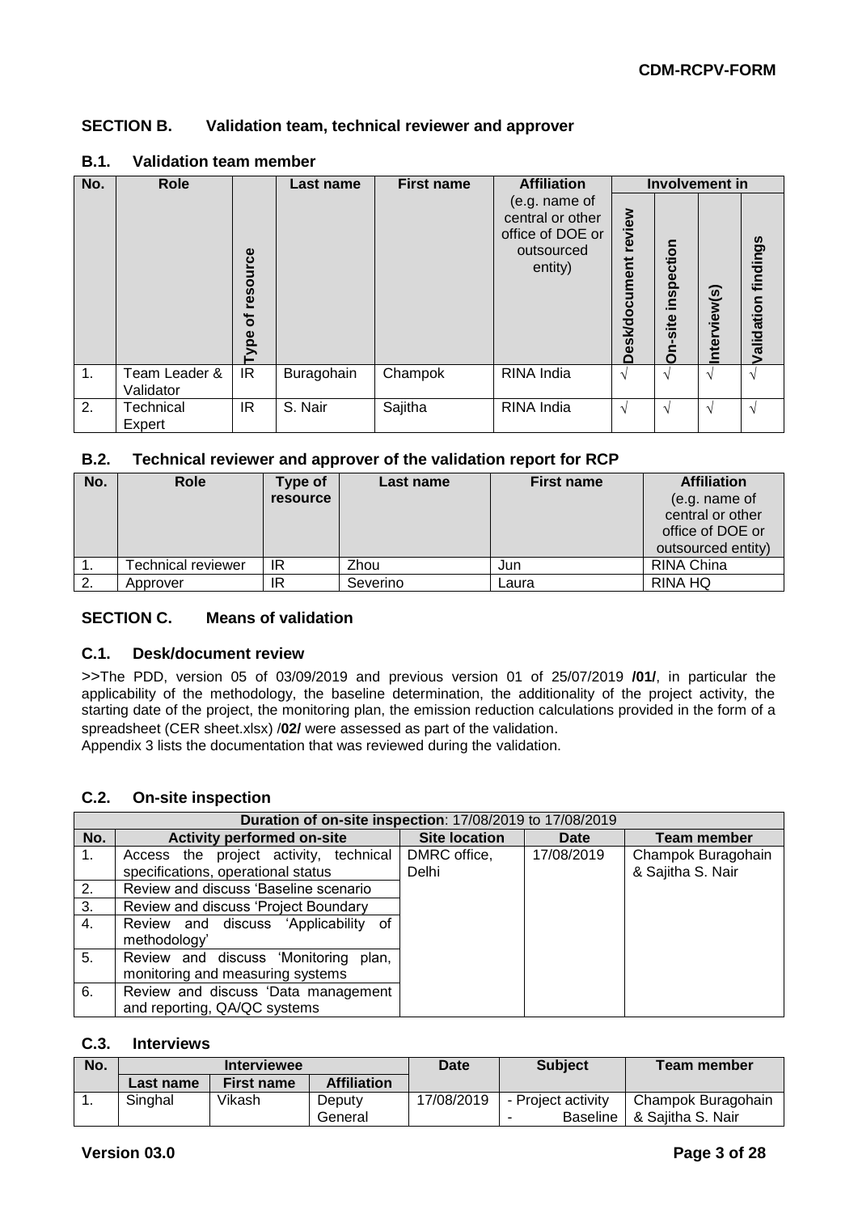## SECTION B. Validation team, technical reviewer and approver

### B.1. Validation team member

| No. | Role | Type of resource | Last name | First name | Affiliation (e.g. name of central or other office of DOE or outsourced entity) | Involvement in | | | |
|---|---|---|---|---|---|---|---|---|---|
| | | | | | | Desk/document review | On-site inspection | Interview(s) | Validation findings |
| 1. | Team Leader & Validator | IR | Buragohain | Champok | RINA India | √ | √ | √ | √ |
| 2. | Technical Expert | IR | S. Nair | Sajitha | RINA India | √ | √ | √ | √ |

### B.2. Technical reviewer and approver of the validation report for RCP

| No. | Role | Type of resource | Last name | First name | Affiliation (e.g. name of central or other office of DOE or outsourced entity) |
|---|---|---|---|---|---|
| 1. | Technical reviewer | IR | Zhou | Jun | RINA China |
| 2. | Approver | IR | Severino | Laura | RINA HQ |

## SECTION C. Means of validation

### C.1. Desk/document review

>>The PDD, version 05 of 03/09/2019 and previous version 01 of 25/07/2019 **/01/**, in particular the applicability of the methodology, the baseline determination, the additionality of the project activity, the starting date of the project, the monitoring plan, the emission reduction calculations provided in the form of a spreadsheet (CER sheet.xlsx) /**02/** were assessed as part of the validation.

Appendix 3 lists the documentation that was reviewed during the validation.

### C.2. On-site inspection

| Duration of on-site inspection: 17/08/2019 to 17/08/2019 | | | | |
|---|---|---|---|---|
| **No.** | **Activity performed on-site** | **Site location** | **Date** | **Team member** |
| 1. | Access the project activity, technical specifications, operational status | DMRC office, Delhi | 17/08/2019 | Champok Buragohain & Sajitha S. Nair |
| 2. | Review and discuss 'Baseline scenario | | | |
| 3. | Review and discuss 'Project Boundary | | | |
| 4. | Review and discuss 'Applicability of methodology' | | | |
| 5. | Review and discuss 'Monitoring plan, monitoring and measuring systems | | | |
| 6. | Review and discuss 'Data management and reporting, QA/QC systems | | | |

### C.3. Interviews

| No. | Interviewee | | | Date | Subject | Team member |
|---|---|---|---|---|---|---|
| | Last name | First name | Affiliation | | | |
| 1. | Singhal | Vikash | Deputy General | 17/08/2019 | - Project activity<br>- Baseline | Champok Buragohain & Sajitha S. Nair |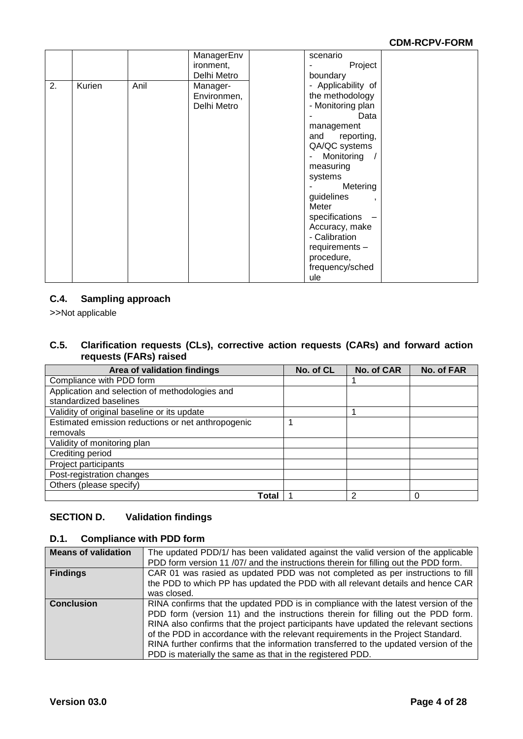| | | | ManagerEnvironment, Delhi Metro | | scenario<br>- Project boundary | |
|---|---|---|---|---|---|---|
| 2. | Kurien | Anil | Manager-Environmen, Delhi Metro | | - Applicability of the methodology<br>- Monitoring plan<br>- Data management and reporting, QA/QC systems<br>- Monitoring / measuring systems<br>- Metering guidelines , Meter specifications – Accuracy, make<br>- Calibration requirements – procedure, frequency/schedule | |

### C.4. Sampling approach

>>Not applicable

### C.5. Clarification requests (CLs), corrective action requests (CARs) and forward action requests (FARs) raised

| Area of validation findings | No. of CL | No. of CAR | No. of FAR |
|---|---|---|---|
| Compliance with PDD form | | 1 | |
| Application and selection of methodologies and standardized baselines | | | |
| Validity of original baseline or its update | | 1 | |
| Estimated emission reductions or net anthropogenic removals | 1 | | |
| Validity of monitoring plan | | | |
| Crediting period | | | |
| Project participants | | | |
| Post-registration changes | | | |
| Others (please specify) | | | |
| **Total** | 1 | 2 | 0 |

## SECTION D. Validation findings

### D.1. Compliance with PDD form

| **Means of validation** | The updated PDD/1/ has been validated against the valid version of the applicable PDD form version 11 /07/ and the instructions therein for filling out the PDD form. |
|---|---|
| **Findings** | CAR 01 was rasied as updated PDD was not completed as per instructions to fill the PDD to which PP has updated the PDD with all relevant details and hence CAR was closed. |
| **Conclusion** | RINA confirms that the updated PDD is in compliance with the latest version of the PDD form (version 11) and the instructions therein for filling out the PDD form. RINA also confirms that the project participants have updated the relevant sections of the PDD in accordance with the relevant requirements in the Project Standard. RINA further confirms that the information transferred to the updated version of the PDD is materially the same as that in the registered PDD. |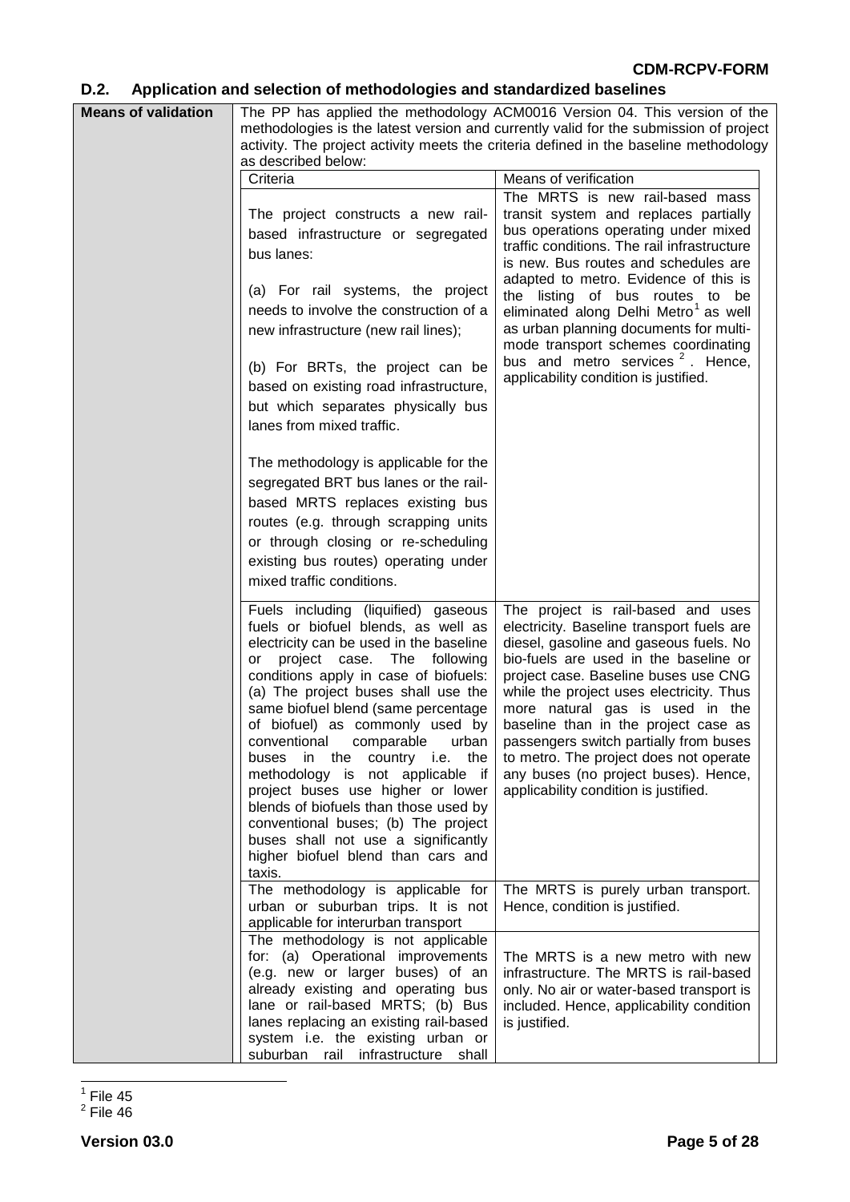## D.2. Application and selection of methodologies and standardized baselines

**Means of validation**

The PP has applied the methodology ACM0016 Version 04. This version of the methodologies is the latest version and currently valid for the submission of project activity. The project activity meets the criteria defined in the baseline methodology as described below:

| Criteria | Means of verification |
|---|---|
| The project constructs a new rail-based infrastructure or segregated bus lanes:<br><br>(a) For rail systems, the project needs to involve the construction of a new infrastructure (new rail lines);<br><br>(b) For BRTs, the project can be based on existing road infrastructure, but which separates physically bus lanes from mixed traffic.<br><br>The methodology is applicable for the segregated BRT bus lanes or the rail-based MRTS replaces existing bus routes (e.g. through scrapping units or through closing or re-scheduling existing bus routes) operating under mixed traffic conditions. | The MRTS is new rail-based mass transit system and replaces partially bus operations operating under mixed traffic conditions. The rail infrastructure is new. Bus routes and schedules are adapted to metro. Evidence of this is the listing of bus routes to be eliminated along Delhi Metro[1] as well as urban planning documents for multi-mode transport schemes coordinating bus and metro services [2]. Hence, applicability condition is justified. |
| Fuels including (liquified) gaseous fuels or biofuel blends, as well as electricity can be used in the baseline or project case. The following conditions apply in case of biofuels: (a) The project buses shall use the same biofuel blend (same percentage of biofuel) as commonly used by conventional comparable urban buses in the country i.e. the methodology is not applicable if project buses use higher or lower blends of biofuels than those used by conventional buses; (b) The project buses shall not use a significantly higher biofuel blend than cars and taxis. | The project is rail-based and uses electricity. Baseline transport fuels are diesel, gasoline and gaseous fuels. No bio-fuels are used in the baseline or project case. Baseline buses use CNG while the project uses electricity. Thus more natural gas is used in the baseline than in the project case as passengers switch partially from buses to metro. The project does not operate any buses (no project buses). Hence, applicability condition is justified. |
| The methodology is applicable for urban or suburban trips. It is not applicable for interurban transport | The MRTS is purely urban transport. Hence, condition is justified. |
| The methodology is not applicable for: (a) Operational improvements (e.g. new or larger buses) of an already existing and operating bus lane or rail-based MRTS; (b) Bus lanes replacing an existing rail-based system i.e. the existing urban or suburban rail infrastructure shall | The MRTS is a new metro with new infrastructure. The MRTS is rail-based only. No air or water-based transport is included. Hence, applicability condition is justified. |

[1] File 45
[2] File 46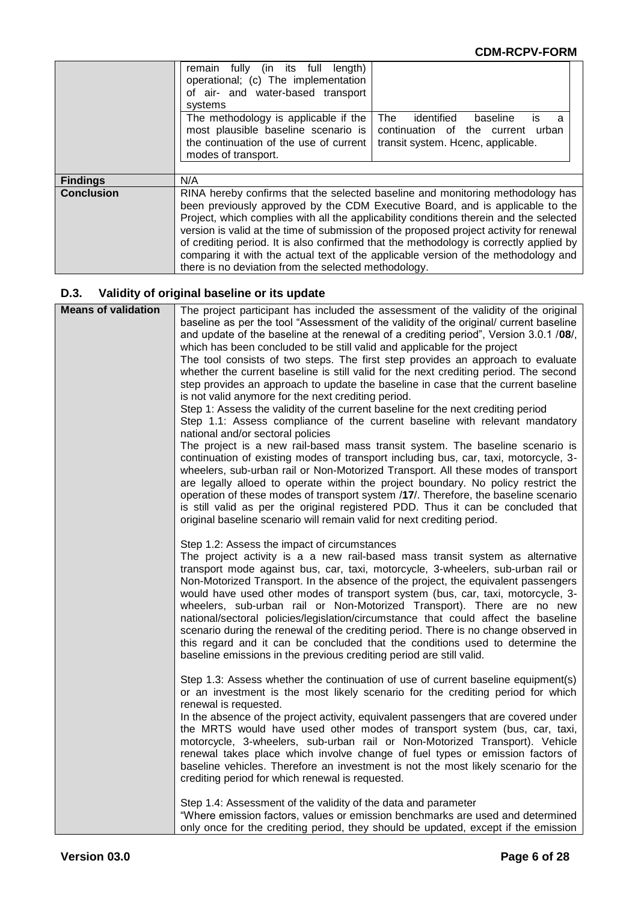| | | |
|---|---|---|
| | remain fully (in its full length) operational; (c) The implementation of air- and water-based transport systems | |
| | The methodology is applicable if the most plausible baseline scenario is the continuation of the use of current modes of transport. | The identified baseline is a continuation of the current urban transit system. Hcenc, applicable. |
| **Findings** | N/A | |
| **Conclusion** | RINA hereby confirms that the selected baseline and monitoring methodology has been previously approved by the CDM Executive Board, and is applicable to the Project, which complies with all the applicability conditions therein and the selected version is valid at the time of submission of the proposed project activity for renewal of crediting period. It is also confirmed that the methodology is correctly applied by comparing it with the actual text of the applicable version of the methodology and there is no deviation from the selected methodology. | |

## D.3. Validity of original baseline or its update

| | |
|---|---|
| **Means of validation** | The project participant has included the assessment of the validity of the original baseline as per the tool "Assessment of the validity of the original/ current baseline and update of the baseline at the renewal of a crediting period", Version 3.0.1 /**08**/, which has been concluded to be still valid and applicable for the project<br>The tool consists of two steps. The first step provides an approach to evaluate whether the current baseline is still valid for the next crediting period. The second step provides an approach to update the baseline in case that the current baseline is not valid anymore for the next crediting period.<br>Step 1: Assess the validity of the current baseline for the next crediting period<br>Step 1.1: Assess compliance of the current baseline with relevant mandatory national and/or sectoral policies<br>The project is a new rail-based mass transit system. The baseline scenario is continuation of existing modes of transport including bus, car, taxi, motorcycle, 3-wheelers, sub-urban rail or Non-Motorized Transport. All these modes of transport are legally alloed to operate within the project boundary. No policy restrict the operation of these modes of transport system /**17**/. Therefore, the baseline scenario is still valid as per the original registered PDD. Thus it can be concluded that original baseline scenario will remain valid for next crediting period.<br><br>Step 1.2: Assess the impact of circumstances<br>The project activity is a a new rail-based mass transit system as alternative transport mode against bus, car, taxi, motorcycle, 3-wheelers, sub-urban rail or Non-Motorized Transport. In the absence of the project, the equivalent passengers would have used other modes of transport system (bus, car, taxi, motorcycle, 3-wheelers, sub-urban rail or Non-Motorized Transport). There are no new national/sectoral policies/legislation/circumstance that could affect the baseline scenario during the renewal of the crediting period. There is no change observed in this regard and it can be concluded that the conditions used to determine the baseline emissions in the previous crediting period are still valid.<br><br>Step 1.3: Assess whether the continuation of use of current baseline equipment(s) or an investment is the most likely scenario for the crediting period for which renewal is requested.<br>In the absence of the project activity, equivalent passengers that are covered under the MRTS would have used other modes of transport system (bus, car, taxi, motorcycle, 3-wheelers, sub-urban rail or Non-Motorized Transport). Vehicle renewal takes place which involve change of fuel types or emission factors of baseline vehicles. Therefore an investment is not the most likely scenario for the crediting period for which renewal is requested.<br><br>Step 1.4: Assessment of the validity of the data and parameter<br>"Where emission factors, values or emission benchmarks are used and determined only once for the crediting period, they should be updated, except if the emission |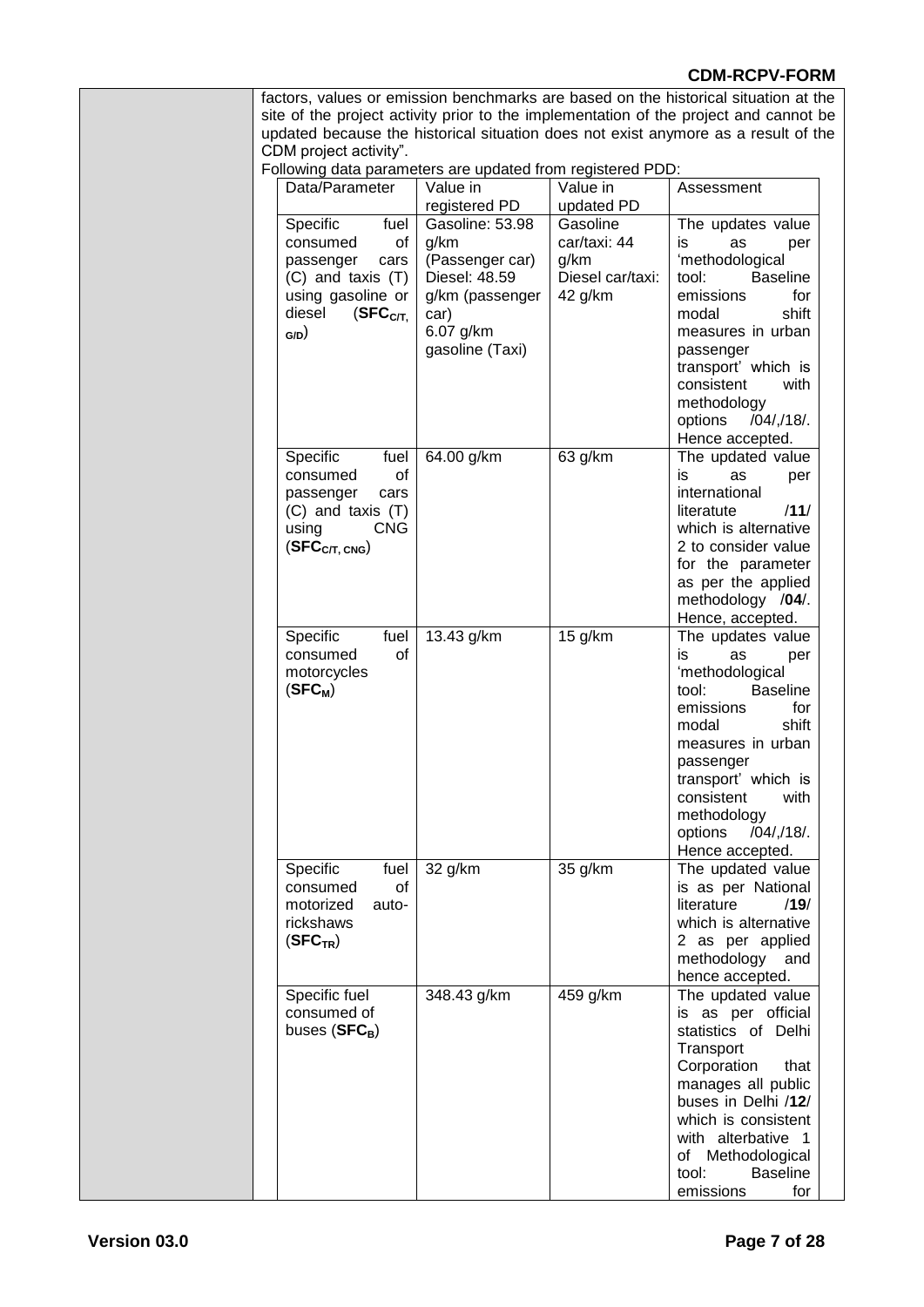factors, values or emission benchmarks are based on the historical situation at the site of the project activity prior to the implementation of the project and cannot be updated because the historical situation does not exist anymore as a result of the CDM project activity".

Following data parameters are updated from registered PDD:

| Data/Parameter | Value in registered PD | Value in updated PD | Assessment |
|---|---|---|---|
| Specific fuel consumed of passenger cars (C) and taxis (T) using gasoline or diesel (**$SFC_{C/T, G/D}$**) | Gasoline: 53.98 g/km (Passenger car) Diesel: 48.59 g/km (passenger car) 6.07 g/km gasoline (Taxi) | Gasoline car/taxi: 44 g/km Diesel car/taxi: 42 g/km | The updates value is as per 'methodological tool: Baseline emissions for modal shift measures in urban passenger transport' which is consistent with methodology options /04/,/18/. Hence accepted. |
| Specific fuel consumed of passenger cars (C) and taxis (T) using CNG (**$SFC_{C/T, CNG}$**) | 64.00 g/km | 63 g/km | The updated value is as per international literatute /**11**/ which is alternative 2 to consider value for the parameter as per the applied methodology /**04**/. Hence, accepted. |
| Specific fuel consumed of motorcycles (**$SFC_{M}$**) | 13.43 g/km | 15 g/km | The updates value is as per 'methodological tool: Baseline emissions for modal shift measures in urban passenger transport' which is consistent with methodology options /04/,/18/. Hence accepted. |
| Specific fuel consumed of motorized auto-rickshaws (**$SFC_{TR}$**) | 32 g/km | 35 g/km | The updated value is as per National literature /**19**/ which is alternative 2 as per applied methodology and hence accepted. |
| Specific fuel consumed of buses (**$SFC_{B}$**) | 348.43 g/km | 459 g/km | The updated value is as per official statistics of Delhi Transport Corporation that manages all public buses in Delhi /**12**/ which is consistent with alterbative 1 of Methodological tool: Baseline emissions for |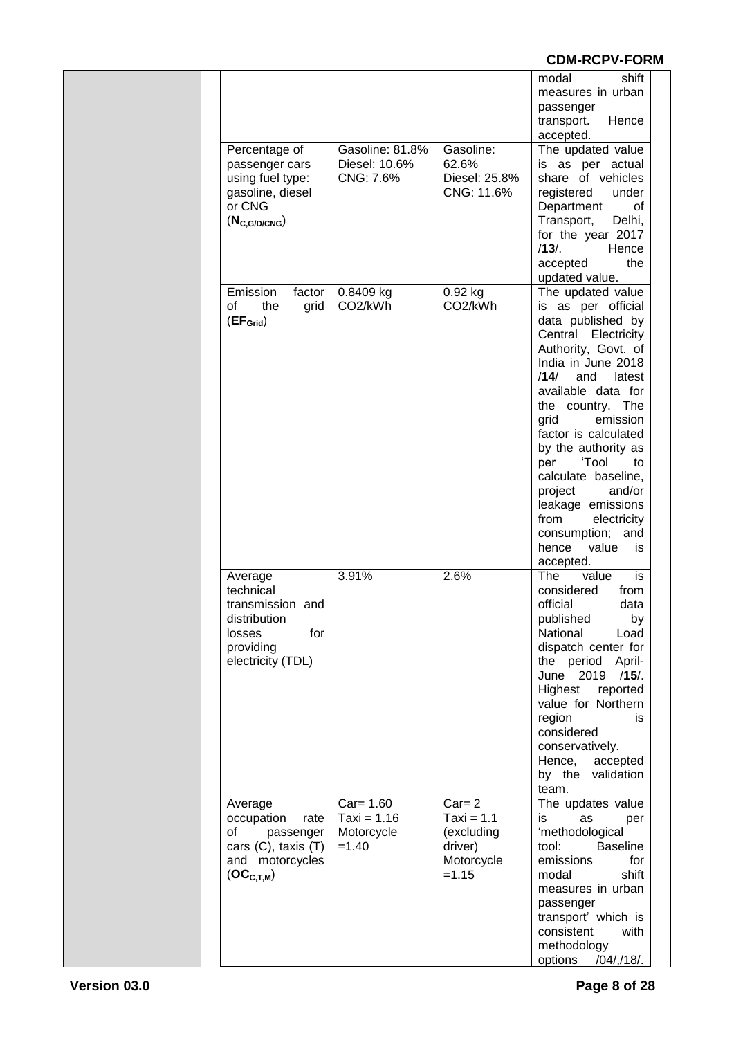| | | | | |
|---|---|---|---|---|
| | | | | modal shift measures in urban passenger transport. Hence accepted. |
| | Percentage of passenger cars using fuel type: gasoline, diesel or CNG ($N_{C,G/D/CNG}$) | Gasoline: 81.8% Diesel: 10.6% CNG: 7.6% | Gasoline: 62.6% Diesel: 25.8% CNG: 11.6% | The updated value is as per actual share of vehicles registered under Department of Transport, Delhi, for the year 2017 /**13**/. Hence accepted the updated value. |
| | Emission factor of the grid ($EF_{Grid}$) | 0.8409 kg $CO_2$/kWh | 0.92 kg $CO_2$/kWh | The updated value is as per official data published by Central Electricity Authority, Govt. of India in June 2018 /**14**/ and latest available data for the country. The grid emission factor is calculated by the authority as per 'Tool to calculate baseline, project and/or leakage emissions from electricity consumption; and hence value is accepted. |
| | Average technical transmission and distribution losses for providing electricity (TDL) | 3.91% | 2.6% | The value is considered from official data published by National Load dispatch center for the period April-June 2019 /**15**/. Highest reported value for Northern region is considered conservatively. Hence, accepted by the validation team. |
| | Average occupation rate of passenger cars (C), taxis (T) and motorcycles ($OC_{C,T,M}$) | Car= 1.60 Taxi = 1.16 Motorcycle =1.40 | Car= 2 Taxi = 1.1 (excluding driver) Motorcycle =1.15 | The updates value is as per 'methodological tool: Baseline emissions for modal shift measures in urban passenger transport' which is consistent with methodology options /04/,/18/. |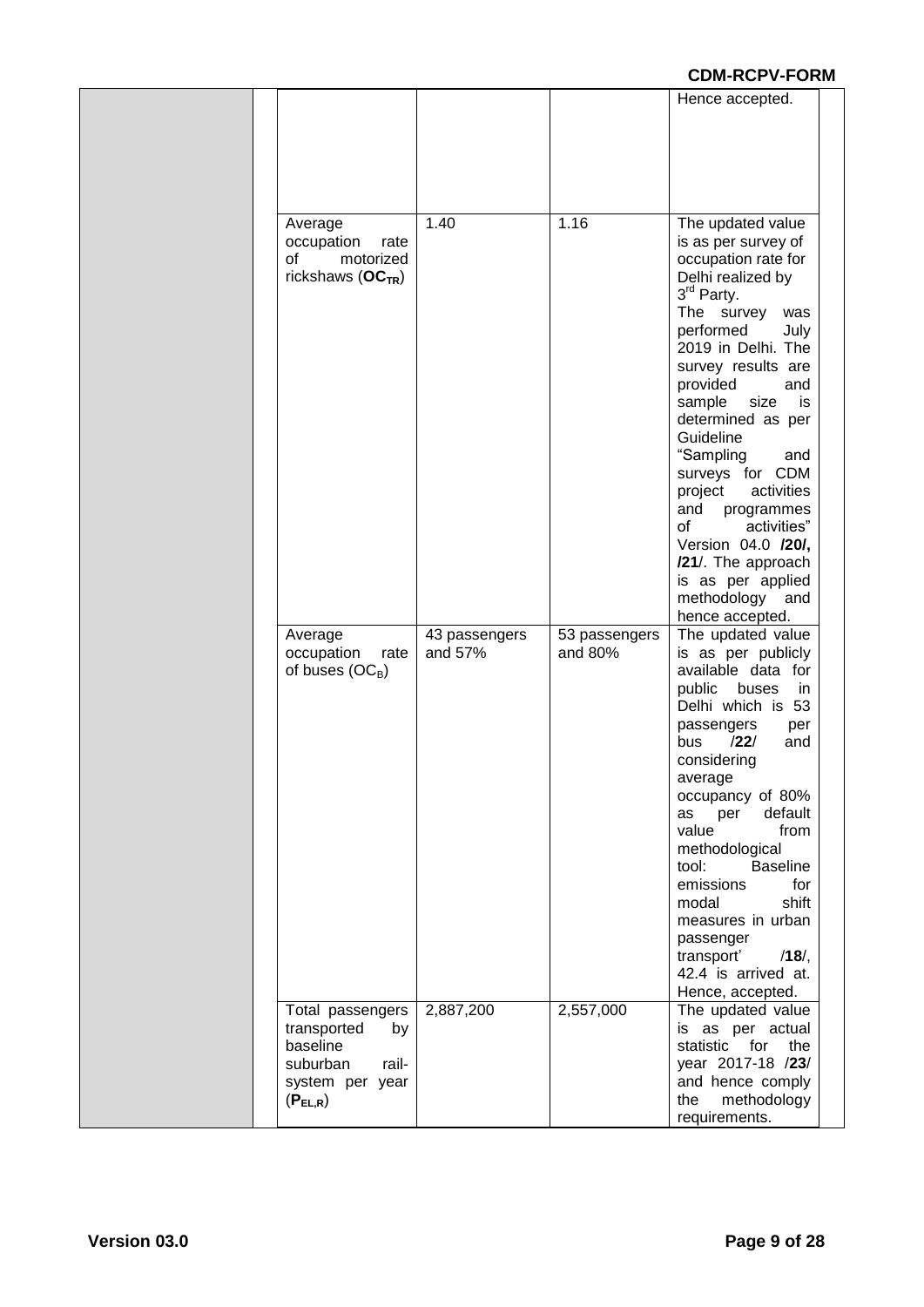| | | | | |
|---|---|---|---|---|
| | | | | Hence accepted. |
| | Average occupation rate of motorized rickshaws (**$OC_{TR}$**) | 1.40 | 1.16 | The updated value is as per survey of occupation rate for Delhi realized by 3rd Party. The survey was performed July 2019 in Delhi. The survey results are provided and sample size is determined as per Guideline "Sampling and surveys for CDM project activities and programmes of activities" Version 04.0 **/20/, /21/**. The approach is as per applied methodology and hence accepted. |
| | Average occupation rate of buses ($OC_B$) | 43 passengers and 57% | 53 passengers and 80% | The updated value is as per publicly available data for public buses in Delhi which is 53 passengers per bus /**22**/ and considering average occupancy of 80% as per default value from methodological tool: Baseline emissions for modal shift measures in urban passenger transport' /**18**/, 42.4 is arrived at. Hence, accepted. |
| | Total passengers transported by baseline suburban rail-system per year (**$P_{EL,R}$**) | 2,887,200 | 2,557,000 | The updated value is as per actual statistic for the year 2017-18 /**23**/ and hence comply the methodology requirements. |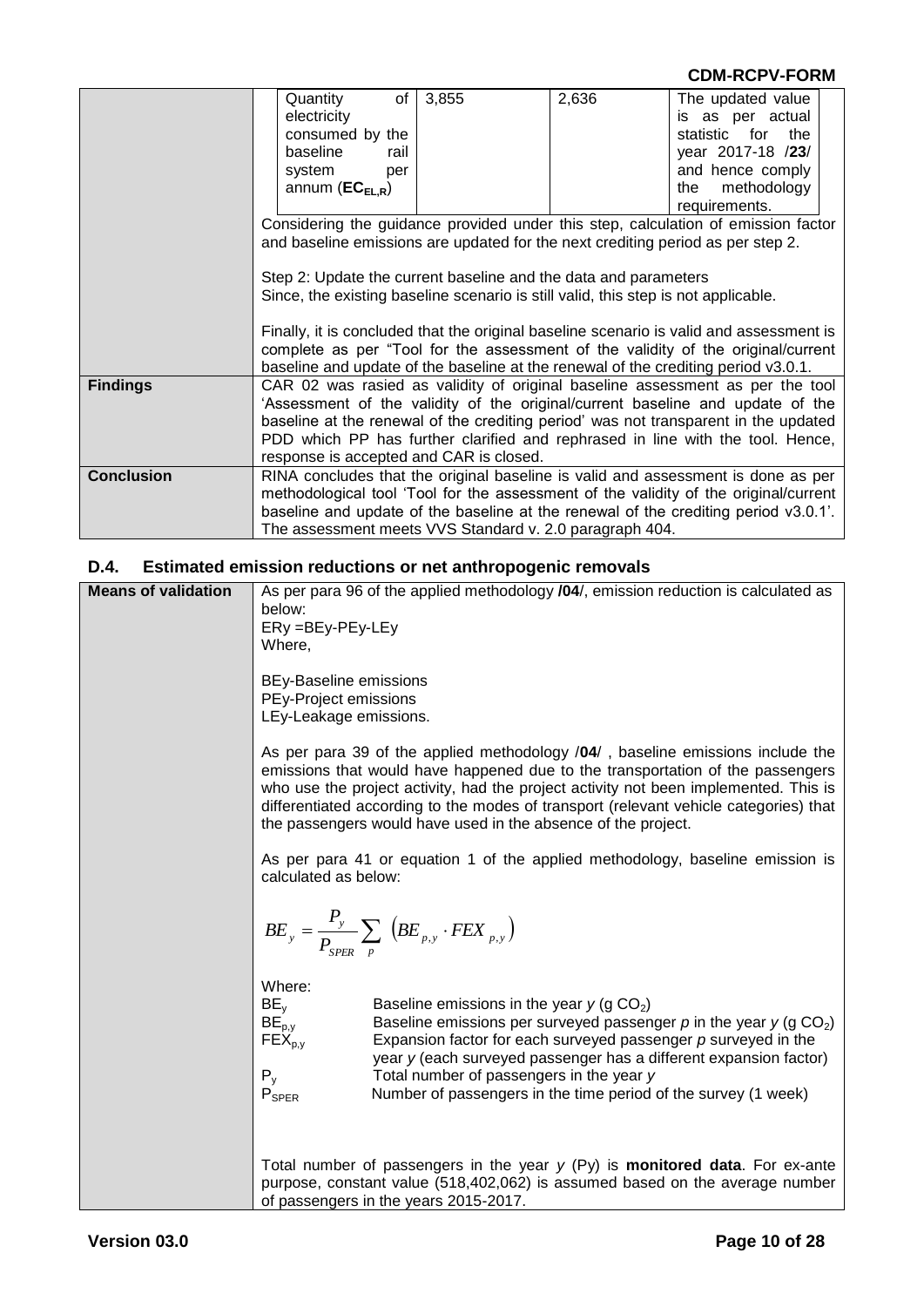| | |
|---|---|
| | <table><tr><td>Quantity of electricity consumed by the baseline rail system per annum ($EC_{EL,R}$)</td><td>3,855</td><td>2,636</td><td>The updated value is as per actual statistic for the year 2017-18 /**23**/ and hence comply the methodology requirements.</td></tr></table> Considering the guidance provided under this step, calculation of emission factor and baseline emissions are updated for the next crediting period as per step 2.<br><br>Step 2: Update the current baseline and the data and parameters<br>Since, the existing baseline scenario is still valid, this step is not applicable.<br><br>Finally, it is concluded that the original baseline scenario is valid and assessment is complete as per "Tool for the assessment of the validity of the original/current baseline and update of the baseline at the renewal of the crediting period v3.0.1. |
| **Findings** | CAR 02 was rasied as validity of original baseline assessment as per the tool 'Assessment of the validity of the original/current baseline and update of the baseline at the renewal of the crediting period' was not transparent in the updated PDD which PP has further clarified and rephrased in line with the tool. Hence, response is accepted and CAR is closed. |
| **Conclusion** | RINA concludes that the original baseline is valid and assessment is done as per methodological tool 'Tool for the assessment of the validity of the original/current baseline and update of the baseline at the renewal of the crediting period v3.0.1'. The assessment meets VVS Standard v. 2.0 paragraph 404. |

## D.4. Estimated emission reductions or net anthropogenic removals

| | |
|---|---|
| **Means of validation** | As per para 96 of the applied methodology /**04**/, emission reduction is calculated as below:<br>ERy =BEy-PEy-LEy<br>Where,<br><br>BEy-Baseline emissions<br>PEy-Project emissions<br>LEy-Leakage emissions.<br><br>As per para 39 of the applied methodology /**04**/ , baseline emissions include the emissions that would have happened due to the transportation of the passengers who use the project activity, had the project activity not been implemented. This is differentiated according to the modes of transport (relevant vehicle categories) that the passengers would have used in the absence of the project.<br><br>As per para 41 or equation 1 of the applied methodology, baseline emission is calculated as below:<br><br>$$BE_y = \frac{P_y}{P_{SPER}} \sum_p \left( BE_{p,y} \cdot FEX_{p,y} \right)$$<br><br>Where:<br>$BE_y$ Baseline emissions in the year *y* (g $CO_2$)<br>$BE_{p,y}$ Baseline emissions per surveyed passenger *p* in the year *y* (g $CO_2$)<br>$FEX_{p,y}$ Expansion factor for each surveyed passenger *p* surveyed in the year *y* (each surveyed passenger has a different expansion factor)<br>$P_y$ Total number of passengers in the year *y*<br>$P_{SPER}$ Number of passengers in the time period of the survey (1 week)<br><br>Total number of passengers in the year *y* (Py) is **monitored data**. For ex-ante purpose, constant value (518,402,062) is assumed based on the average number of passengers in the years 2015-2017. |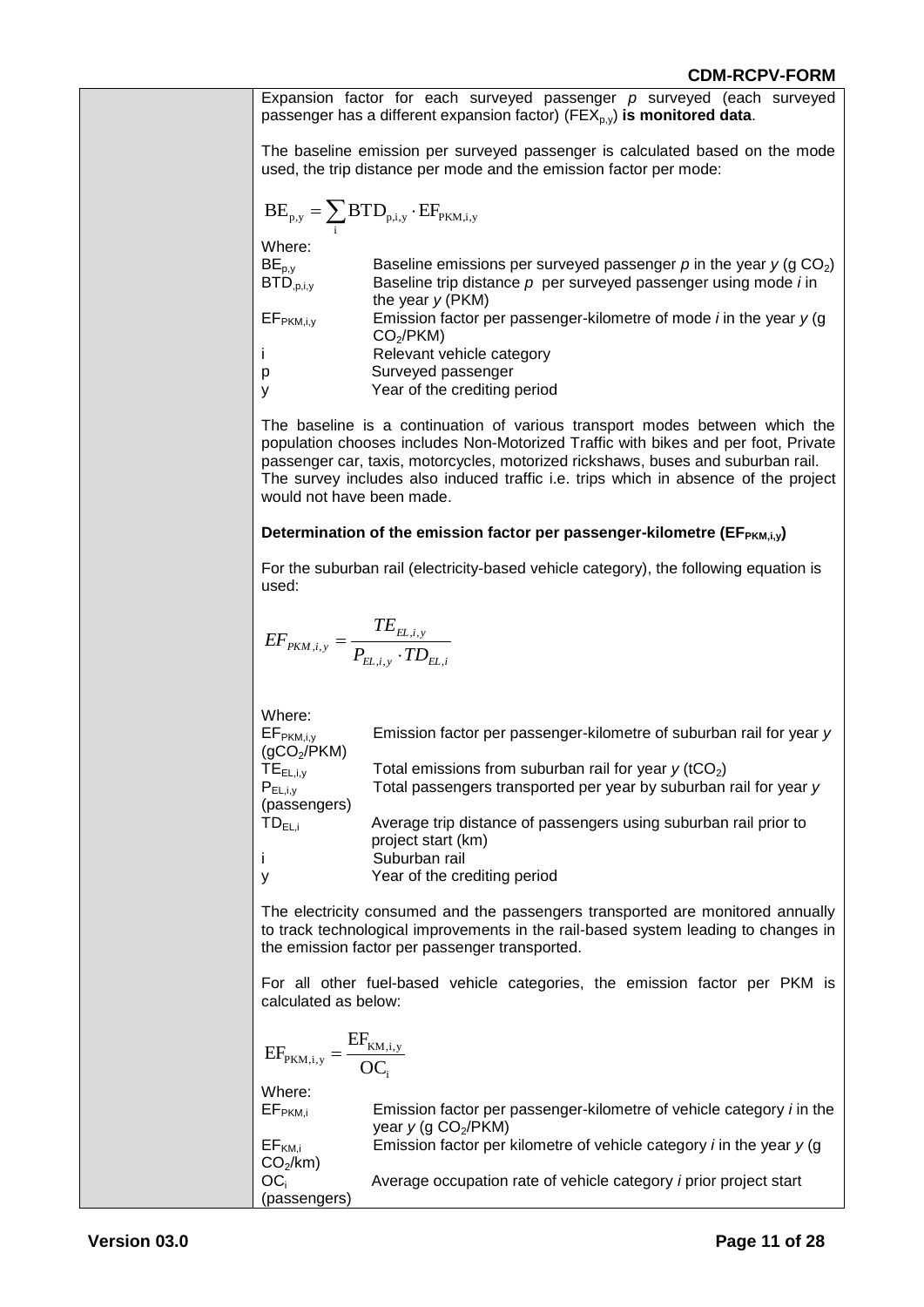Expansion factor for each surveyed passenger *p* surveyed (each surveyed passenger has a different expansion factor) ($FEX_{p,y}$) **is monitored data**.

The baseline emission per surveyed passenger is calculated based on the mode used, the trip distance per mode and the emission factor per mode:

$$BE_{p,y} = \sum_{i} BTD_{p,i,y} \cdot EF_{PKM,i,y}$$

Where:

| | |
|---|---|
| $BE_{p,y}$ | Baseline emissions per surveyed passenger *p* in the year *y* (g $CO_2$) |
| $BTD_{,p,i,y}$ | Baseline trip distance *p* per surveyed passenger using mode *i* in the year *y* (PKM) |
| $EF_{PKM,i,y}$ | Emission factor per passenger-kilometre of mode *i* in the year *y* (g $CO_2$/PKM) |
| i | Relevant vehicle category |
| p | Surveyed passenger |
| y | Year of the crediting period |

The baseline is a continuation of various transport modes between which the population chooses includes Non-Motorized Traffic with bikes and per foot, Private passenger car, taxis, motorcycles, motorized rickshaws, buses and suburban rail. The survey includes also induced traffic i.e. trips which in absence of the project would not have been made.

**Determination of the emission factor per passenger-kilometre ($EF_{PKM,i,y}$)**

For the suburban rail (electricity-based vehicle category), the following equation is used:

$$EF_{PKM,i,y} = \frac{TE_{EL,i,y}}{P_{EL,i,y} \cdot TD_{EL,i}}$$

Where:

| | |
|---|---|
| $EF_{PKM,i,y}$ (g$CO_2$/PKM) | Emission factor per passenger-kilometre of suburban rail for year *y* |
| $TE_{EL,i,y}$ | Total emissions from suburban rail for year *y* (t$CO_2$) |
| $P_{EL,i,y}$ (passengers) | Total passengers transported per year by suburban rail for year *y* |
| $TD_{EL,i}$ | Average trip distance of passengers using suburban rail prior to project start (km) |
| i | Suburban rail |
| y | Year of the crediting period |

The electricity consumed and the passengers transported are monitored annually to track technological improvements in the rail-based system leading to changes in the emission factor per passenger transported.

For all other fuel-based vehicle categories, the emission factor per PKM is calculated as below:

$$EF_{PKM,i,y} = \frac{EF_{KM,i,y}}{OC_i}$$

Where:

| | |
|---|---|
| $EF_{PKM,i}$ | Emission factor per passenger-kilometre of vehicle category *i* in the year *y* (g $CO_2$/PKM) |
| $EF_{KM,i}$ | Emission factor per kilometre of vehicle category *i* in the year *y* (g $CO_2$/km) |
| $OC_i$ (passengers) | Average occupation rate of vehicle category *i* prior project start |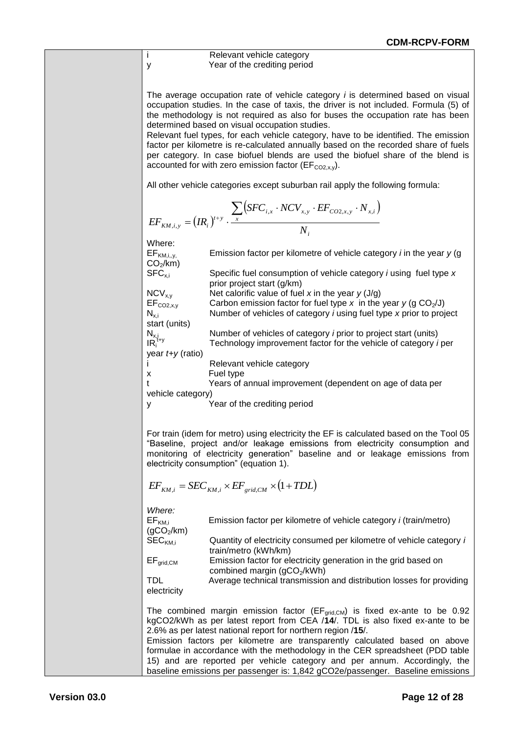i Relevant vehicle category
y Year of the crediting period

The average occupation rate of vehicle category *i* is determined based on visual occupation studies. In the case of taxis, the driver is not included. Formula (5) of the methodology is not required as also for buses the occupation rate has been determined based on visual occupation studies.
Relevant fuel types, for each vehicle category, have to be identified. The emission factor per kilometre is re-calculated annually based on the recorded share of fuels per category. In case biofuel blends are used the biofuel share of the blend is accounted for with zero emission factor ($EF_{CO2,x,y}$).

All other vehicle categories except suburban rail apply the following formula:

$$EF_{KM,i,y} = (IR_i)^{t+y} \cdot \frac{\sum_x (SFC_{i,x} \cdot NCV_{x,y} \cdot EF_{CO2,x,y} \cdot N_{x,i})}{N_i}$$

Where:

| | |
|---|---|
| $EF_{KM,i,,y,}$ | Emission factor per kilometre of vehicle category *i* in the year *y* (g $CO_2$/km) |
| $SFC_{x,i}$ | Specific fuel consumption of vehicle category *i* using fuel type *x* prior project start (g/km) |
| $NCV_{x,y}$ | Net calorific value of fuel *x* in the year *y* (J/g) |
| $EF_{CO2,x,y}$ | Carbon emission factor for fuel type *x* in the year *y* (g $CO_2$/J) |
| $N_{x,i}$ | Number of vehicles of category *i* using fuel type *x* prior to project start (units) |
| $N_{x,i}$ | Number of vehicles of category *i* prior to project start (units) |
| $IR_i^{t+y}$ | Technology improvement factor for the vehicle of category *i* per year *t+y* (ratio) |
| i | Relevant vehicle category |
| x | Fuel type |
| t | Years of annual improvement (dependent on age of data per vehicle category) |
| y | Year of the crediting period |

For train (idem for metro) using electricity the EF is calculated based on the Tool 05 "Baseline, project and/or leakage emissions from electricity consumption and monitoring of electricity generation" baseline and or leakage emissions from electricity consumption" (equation 1).

$$EF_{KM,i} = SEC_{KM,i} \times EF_{grid,CM} \times (1 + TDL)$$

*Where:*

| | |
|---|---|
| $EF_{KM,i}$ | Emission factor per kilometre of vehicle category *i* (train/metro) (g$CO_2$/km) |
| $SEC_{KM,i}$ | Quantity of electricity consumed per kilometre of vehicle category *i* train/metro (kWh/km) |
| $EF_{grid,CM}$ | Emission factor for electricity generation in the grid based on combined margin (g$CO_2$/kWh) |
| TDL | Average technical transmission and distribution losses for providing electricity |

The combined margin emission factor ($EF_{grid,CM}$) is fixed ex-ante to be 0.92 kgCO2/kWh as per latest report from CEA /**14**/. TDL is also fixed ex-ante to be 2.6% as per latest national report for northern region /**15**/.
Emission factors per kilometre are transparently calculated based on above formulae in accordance with the methodology in the CER spreadsheet (PDD table 15) and are reported per vehicle category and per annum. Accordingly, the baseline emissions per passenger is: 1,842 gCO2e/passenger. Baseline emissions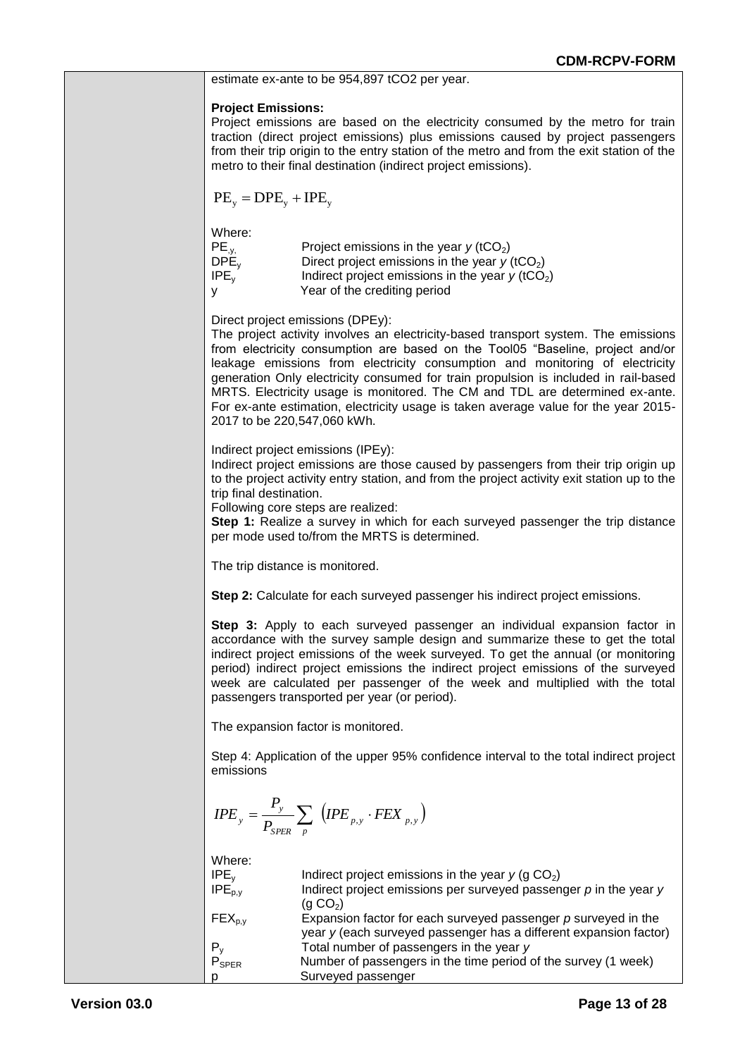estimate ex-ante to be 954,897 tCO2 per year.

**Project Emissions:**

Project emissions are based on the electricity consumed by the metro for train traction (direct project emissions) plus emissions caused by project passengers from their trip origin to the entry station of the metro and from the exit station of the metro to their final destination (indirect project emissions).

$$PE_y = DPE_y + IPE_y$$

Where:

| | |
|---|---|
| $PE_{,y,}$ | Project emissions in the year $y$ ($tCO_2$) |
| $DPE_y$ | Direct project emissions in the year $y$ ($tCO_2$) |
| $IPE_y$ | Indirect project emissions in the year $y$ ($tCO_2$) |
| y | Year of the crediting period |

Direct project emissions (DPEy):

The project activity involves an electricity-based transport system. The emissions from electricity consumption are based on the Tool05 "Baseline, project and/or leakage emissions from electricity consumption and monitoring of electricity generation Only electricity consumed for train propulsion is included in rail-based MRTS. Electricity usage is monitored. The CM and TDL are determined ex-ante. For ex-ante estimation, electricity usage is taken average value for the year 2015-2017 to be 220,547,060 kWh.

Indirect project emissions (IPEy):

Indirect project emissions are those caused by passengers from their trip origin up to the project activity entry station, and from the project activity exit station up to the trip final destination.

Following core steps are realized:

**Step 1:** Realize a survey in which for each surveyed passenger the trip distance per mode used to/from the MRTS is determined.

The trip distance is monitored.

**Step 2:** Calculate for each surveyed passenger his indirect project emissions.

**Step 3:** Apply to each surveyed passenger an individual expansion factor in accordance with the survey sample design and summarize these to get the total indirect project emissions of the week surveyed. To get the annual (or monitoring period) indirect project emissions the indirect project emissions of the surveyed week are calculated per passenger of the week and multiplied with the total passengers transported per year (or period).

The expansion factor is monitored.

Step 4: Application of the upper 95% confidence interval to the total indirect project emissions

$$IPE_y = \frac{P_y}{P_{SPER}} \sum_{p} \left( IPE_{p,y} \cdot FEX_{p,y} \right)$$

Where:

| | |
|---|---|
| $IPE_y$ | Indirect project emissions in the year $y$ (g $CO_2$) |
| $IPE_{p,y}$ | Indirect project emissions per surveyed passenger $p$ in the year $y$ (g $CO_2$) |
| $FEX_{p,y}$ | Expansion factor for each surveyed passenger $p$ surveyed in the year $y$ (each surveyed passenger has a different expansion factor) |
| $P_y$ | Total number of passengers in the year $y$ |
| $P_{SPER}$ | Number of passengers in the time period of the survey (1 week) |
| p | Surveyed passenger |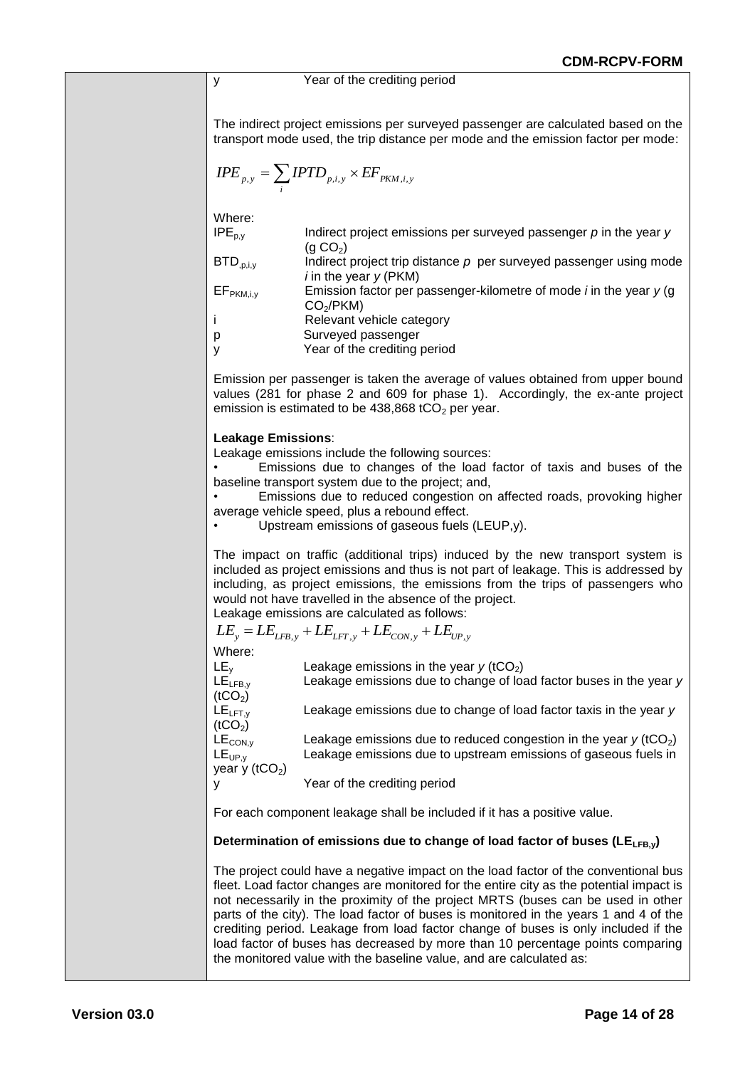y Year of the crediting period

The indirect project emissions per surveyed passenger are calculated based on the transport mode used, the trip distance per mode and the emission factor per mode:

$$IPE_{p,y} = \sum_i IPTD_{p,i,y} \times EF_{PKM,i,y}$$

Where:

$IPE_{p,y}$ Indirect project emissions per surveyed passenger *p* in the year *y* (g $CO_2$)

$BTD_{,p,i,y}$ Indirect project trip distance *p* per surveyed passenger using mode *i* in the year *y* (PKM)

$EF_{PKM,i,y}$ Emission factor per passenger-kilometre of mode *i* in the year *y* (g $CO_2$/PKM)

i Relevant vehicle category

p Surveyed passenger

y Year of the crediting period

Emission per passenger is taken the average of values obtained from upper bound values (281 for phase 2 and 609 for phase 1). Accordingly, the ex-ante project emission is estimated to be 438,868 $tCO_2$ per year.

**Leakage Emissions**:

Leakage emissions include the following sources:

- Emissions due to changes of the load factor of taxis and buses of the baseline transport system due to the project; and,
- Emissions due to reduced congestion on affected roads, provoking higher average vehicle speed, plus a rebound effect.
- Upstream emissions of gaseous fuels (LEUP,y).

The impact on traffic (additional trips) induced by the new transport system is included as project emissions and thus is not part of leakage. This is addressed by including, as project emissions, the emissions from the trips of passengers who would not have travelled in the absence of the project.

Leakage emissions are calculated as follows:

$$LE_y = LE_{LFB,y} + LE_{LFT,y} + LE_{CON,y} + LE_{UP,y}$$

Where:

$LE_y$ Leakage emissions in the year *y* ($tCO_2$)

$LE_{LFB,y}$ ($tCO_2$) Leakage emissions due to change of load factor buses in the year *y*

$LE_{LFT,y}$ ($tCO_2$) Leakage emissions due to change of load factor taxis in the year *y*

$LE_{CON,y}$ Leakage emissions due to reduced congestion in the year *y* ($tCO_2$)

$LE_{UP,y}$ Leakage emissions due to upstream emissions of gaseous fuels in year y ($tCO_2$)

y Year of the crediting period

For each component leakage shall be included if it has a positive value.

**Determination of emissions due to change of load factor of buses ($LE_{LFB,y}$)**

The project could have a negative impact on the load factor of the conventional bus fleet. Load factor changes are monitored for the entire city as the potential impact is not necessarily in the proximity of the project MRTS (buses can be used in other parts of the city). The load factor of buses is monitored in the years 1 and 4 of the crediting period. Leakage from load factor change of buses is only included if the load factor of buses has decreased by more than 10 percentage points comparing the monitored value with the baseline value, and are calculated as: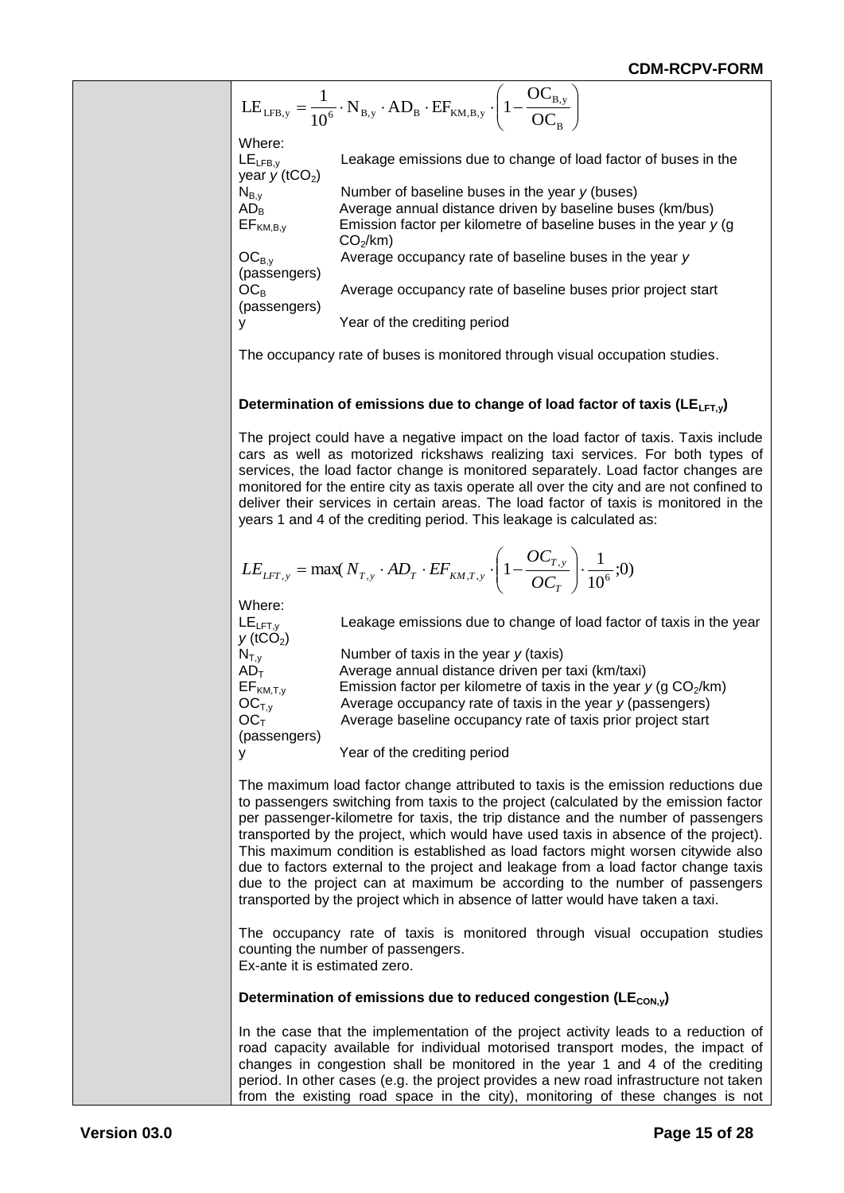$$LE_{LFB,y} = \frac{1}{10^6} \cdot N_{B,y} \cdot AD_B \cdot EF_{KM,B,y} \cdot \left(1 - \frac{OC_{B,y}}{OC_B}\right)$$

Where:

| | |
|---|---|
| $LE_{LFB,y}$ | Leakage emissions due to change of load factor of buses in the year *y* ($tCO_2$) |
| $N_{B,y}$ | Number of baseline buses in the year *y* (buses) |
| $AD_B$ | Average annual distance driven by baseline buses (km/bus) |
| $EF_{KM,B,y}$ | Emission factor per kilometre of baseline buses in the year *y* (g $CO_2$/km) |
| $OC_{B,y}$ | Average occupancy rate of baseline buses in the year *y* (passengers) |
| $OC_B$ | Average occupancy rate of baseline buses prior project start (passengers) |
| y | Year of the crediting period |

The occupancy rate of buses is monitored through visual occupation studies.

**Determination of emissions due to change of load factor of taxis ($LE_{LFT,y}$)**

The project could have a negative impact on the load factor of taxis. Taxis include cars as well as motorized rickshaws realizing taxi services. For both types of services, the load factor change is monitored separately. Load factor changes are monitored for the entire city as taxis operate all over the city and are not confined to deliver their services in certain areas. The load factor of taxis is monitored in the years 1 and 4 of the crediting period. This leakage is calculated as:

$$LE_{LFT,y} = \max\left(N_{T,y} \cdot AD_T \cdot EF_{KM,T,y} \cdot \left(1 - \frac{OC_{T,y}}{OC_T}\right) \cdot \frac{1}{10^6};0\right)$$

Where:

| | |
|---|---|
| $LE_{LFT,y}$ | Leakage emissions due to change of load factor of taxis in the year *y* ($tCO_2$) |
| $N_{T,y}$ | Number of taxis in the year *y* (taxis) |
| $AD_T$ | Average annual distance driven per taxi (km/taxi) |
| $EF_{KM,T,y}$ | Emission factor per kilometre of taxis in the year *y* (g $CO_2$/km) |
| $OC_{T,y}$ | Average occupancy rate of taxis in the year *y* (passengers) |
| $OC_T$ | Average baseline occupancy rate of taxis prior project start (passengers) |
| y | Year of the crediting period |

The maximum load factor change attributed to taxis is the emission reductions due to passengers switching from taxis to the project (calculated by the emission factor per passenger-kilometre for taxis, the trip distance and the number of passengers transported by the project, which would have used taxis in absence of the project). This maximum condition is established as load factors might worsen citywide also due to factors external to the project and leakage from a load factor change taxis due to the project can at maximum be according to the number of passengers transported by the project which in absence of latter would have taken a taxi.

The occupancy rate of taxis is monitored through visual occupation studies counting the number of passengers.
Ex-ante it is estimated zero.

**Determination of emissions due to reduced congestion ($LE_{CON,y}$)**

In the case that the implementation of the project activity leads to a reduction of road capacity available for individual motorised transport modes, the impact of changes in congestion shall be monitored in the year 1 and 4 of the crediting period. In other cases (e.g. the project provides a new road infrastructure not taken from the existing road space in the city), monitoring of these changes is not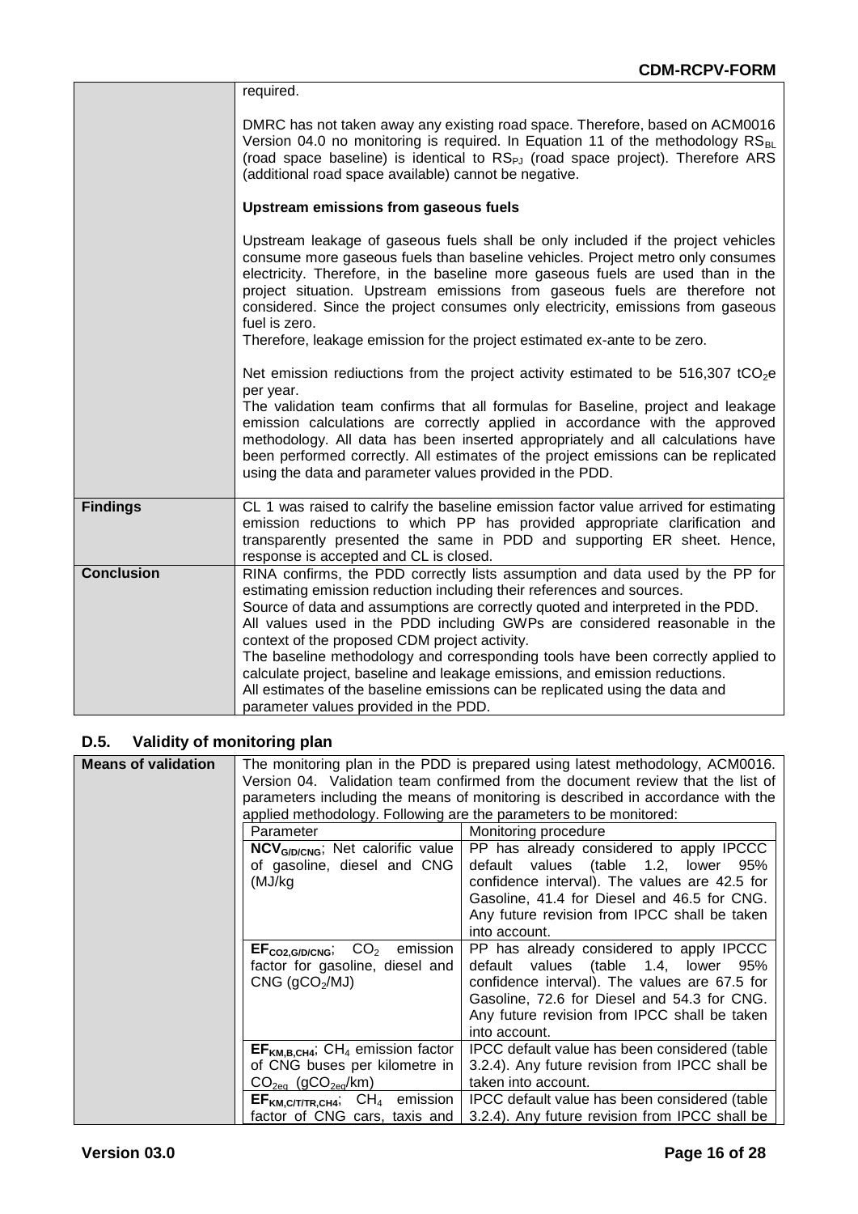| | |
|---|---|
| | required.<br><br>DMRC has not taken away any existing road space. Therefore, based on ACM0016 Version 04.0 no monitoring is required. In Equation 11 of the methodology $RS_{BL}$ (road space baseline) is identical to $RS_{PJ}$ (road space project). Therefore ARS (additional road space available) cannot be negative.<br><br>**Upstream emissions from gaseous fuels**<br><br>Upstream leakage of gaseous fuels shall be only included if the project vehicles consume more gaseous fuels than baseline vehicles. Project metro only consumes electricity. Therefore, in the baseline more gaseous fuels are used than in the project situation. Upstream emissions from gaseous fuels are therefore not considered. Since the project consumes only electricity, emissions from gaseous fuel is zero.<br>Therefore, leakage emission for the project estimated ex-ante to be zero.<br><br>Net emission rediuctions from the project activity estimated to be 516,307 $tCO_2e$ per year.<br>The validation team confirms that all formulas for Baseline, project and leakage emission calculations are correctly applied in accordance with the approved methodology. All data has been inserted appropriately and all calculations have been performed correctly. All estimates of the project emissions can be replicated using the data and parameter values provided in the PDD. |
| **Findings** | CL 1 was raised to calrify the baseline emission factor value arrived for estimating emission reductions to which PP has provided appropriate clarification and transparently presented the same in PDD and supporting ER sheet. Hence, response is accepted and CL is closed. |
| **Conclusion** | RINA confirms, the PDD correctly lists assumption and data used by the PP for estimating emission reduction including their references and sources.<br>Source of data and assumptions are correctly quoted and interpreted in the PDD.<br>All values used in the PDD including GWPs are considered reasonable in the context of the proposed CDM project activity.<br>The baseline methodology and corresponding tools have been correctly applied to calculate project, baseline and leakage emissions, and emission reductions.<br>All estimates of the baseline emissions can be replicated using the data and parameter values provided in the PDD. |

## D.5. Validity of monitoring plan

**Means of validation**

The monitoring plan in the PDD is prepared using latest methodology, ACM0016. Version 04. Validation team confirmed from the document review that the list of parameters including the means of monitoring is described in accordance with the applied methodology. Following are the parameters to be monitored:

| Parameter | Monitoring procedure |
|---|---|
| $\mathbf{NCV_{G/D/CNG}}$; Net calorific value of gasoline, diesel and CNG (MJ/kg | PP has already considered to apply IPCC default values (table 1.2, lower 95% confidence interval). The values are 42.5 for Gasoline, 41.4 for Diesel and 46.5 for CNG. Any future revision from IPCC shall be taken into account. |
| $\mathbf{EF_{CO2,G/D/CNG}}$; $CO_2$ emission factor for gasoline, diesel and CNG ($gCO_2$/MJ) | PP has already considered to apply IPCC default values (table 1.4, lower 95% confidence interval). The values are 67.5 for Gasoline, 72.6 for Diesel and 54.3 for CNG. Any future revision from IPCC shall be taken into account. |
| $\mathbf{EF_{KM,B,CH4}}$; $CH_4$ emission factor of CNG buses per kilometre in $CO_{2eq}$ ($gCO_{2eq}$/km) | IPCC default value has been considered (table 3.2.4). Any future revision from IPCC shall be taken into account. |
| $\mathbf{EF_{KM,C/T/TR,CH4}}$; $CH_4$ emission factor of CNG cars, taxis and | IPCC default value has been considered (table 3.2.4). Any future revision from IPCC shall be |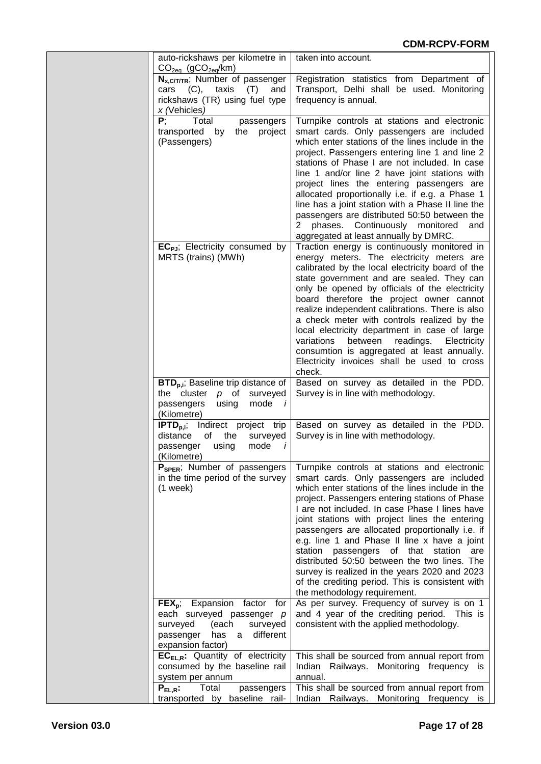| | | |
|---|---|---|
| | auto-rickshaws per kilometre in $CO_{2eq}$ ($gCO_{2eq}$/km) | taken into account. |
| | **$N_{x,C/T/TR}$**; Number of passenger cars (C), taxis (T) and rickshaws (TR) using fuel type *x (Vehicles)* | Registration statistics from Department of Transport, Delhi shall be used. Monitoring frequency is annual. |
| | **P**; Total passengers transported by the project (Passengers) | Turnpike controls at stations and electronic smart cards. Only passengers are included which enter stations of the lines include in the project. Passengers entering line 1 and line 2 stations of Phase I are not included. In case line 1 and/or line 2 have joint stations with project lines the entering passengers are allocated proportionally i.e. if e.g. a Phase 1 line has a joint station with a Phase II line the passengers are distributed 50:50 between the 2 phases. Continuously monitored and aggregated at least annually by DMRC. |
| | **$EC_{PJ}$**; Electricity consumed by MRTS (trains) (MWh) | Traction energy is continuously monitored in energy meters. The electricity meters are calibrated by the local electricity board of the state government and are sealed. They can only be opened by officials of the electricity board therefore the project owner cannot realize independent calibrations. There is also a check meter with controls realized by the local electricity department in case of large variations between readings. Electricity consumtion is aggregated at least annually. Electricity invoices shall be used to cross check. |
| | **$BTD_{p,i}$**; Baseline trip distance of the cluster *p* of surveyed passengers using mode *i* (Kilometre) | Based on survey as detailed in the PDD. Survey is in line with methodology. |
| | **$IPTD_{p,i}$**; Indirect project trip distance of the surveyed passenger using mode *i* (Kilometre) | Based on survey as detailed in the PDD. Survey is in line with methodology. |
| | **$P_{SPER}$**; Number of passengers in the time period of the survey (1 week) | Turnpike controls at stations and electronic smart cards. Only passengers are included which enter stations of the lines include in the project. Passengers entering stations of Phase I are not included. In case Phase I lines have joint stations with project lines the entering passengers are allocated proportionally i.e. if e.g. line 1 and Phase II line x have a joint station passengers of that station are distributed 50:50 between the two lines. The survey is realized in the years 2020 and 2023 of the crediting period. This is consistent with the methodology requirement. |
| | **$FEX_p$**; Expansion factor for each surveyed passenger *p* surveyed (each surveyed passenger has a different expansion factor) | As per survey. Frequency of survey is on 1 and 4 year of the crediting period. This is consistent with the applied methodology. |
| | **$EC_{EL,R}$:** Quantity of electricity consumed by the baseline rail system per annum | This shall be sourced from annual report from Indian Railways. Monitoring frequency is annual. |
| | **$P_{EL,R}$:** Total passengers transported by baseline rail- | This shall be sourced from annual report from Indian Railways. Monitoring frequency is |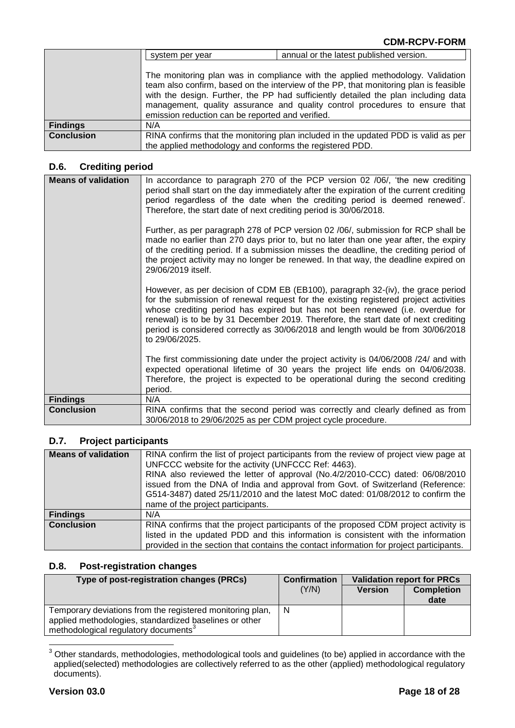| | | |
|---|---|---|
| | system per year | annual or the latest published version. |
| | The monitoring plan was in compliance with the applied methodology. Validation team also confirm, based on the interview of the PP, that monitoring plan is feasible with the design. Further, the PP had sufficiently detailed the plan including data management, quality assurance and quality control procedures to ensure that emission reduction can be reported and verified. | |
| **Findings** | N/A | |
| **Conclusion** | RINA confirms that the monitoring plan included in the updated PDD is valid as per the applied methodology and conforms the registered PDD. | |

### D.6. Crediting period

| | |
|---|---|
| **Means of validation** | In accordance to paragraph 270 of the PCP version 02 /06/, 'the new crediting period shall start on the day immediately after the expiration of the current crediting period regardless of the date when the crediting period is deemed renewed'. Therefore, the start date of next crediting period is 30/06/2018.<br><br>Further, as per paragraph 278 of PCP version 02 /06/, submission for RCP shall be made no earlier than 270 days prior to, but no later than one year after, the expiry of the crediting period. If a submission misses the deadline, the crediting period of the project activity may no longer be renewed. In that way, the deadline expired on 29/06/2019 itself.<br><br>However, as per decision of CDM EB (EB100), paragraph 32-(iv), the grace period for the submission of renewal request for the existing registered project activities whose crediting period has expired but has not been renewed (i.e. overdue for renewal) is to be by 31 December 2019. Therefore, the start date of next crediting period is considered correctly as 30/06/2018 and length would be from 30/06/2018 to 29/06/2025.<br><br>The first commissioning date under the project activity is 04/06/2008 /24/ and with expected operational lifetime of 30 years the project life ends on 04/06/2038. Therefore, the project is expected to be operational during the second crediting period. |
| **Findings** | N/A |
| **Conclusion** | RINA confirms that the second period was correctly and clearly defined as from 30/06/2018 to 29/06/2025 as per CDM project cycle procedure. |

### D.7. Project participants

| | |
|---|---|
| **Means of validation** | RINA confirm the list of project participants from the review of project view page at UNFCCC website for the activity (UNFCCC Ref: 4463).<br>RINA also reviewed the letter of approval (No.4/2/2010-CCC) dated: 06/08/2010 issued from the DNA of India and approval from Govt. of Switzerland (Reference: G514-3487) dated 25/11/2010 and the latest MoC dated: 01/08/2012 to confirm the name of the project participants. |
| **Findings** | N/A |
| **Conclusion** | RINA confirms that the project participants of the proposed CDM project activity is listed in the updated PDD and this information is consistent with the information provided in the section that contains the contact information for project participants. |

### D.8. Post-registration changes

| Type of post-registration changes (PRCs) | Confirmation (Y/N) | Validation report for PRCs | |
|---|---|---|---|
| | | **Version** | **Completion date** |
| Temporary deviations from the registered monitoring plan, applied methodologies, standardized baselines or other methodological regulatory documents[3] | N | | |

[3] Other standards, methodologies, methodological tools and guidelines (to be) applied in accordance with the applied(selected) methodologies are collectively referred to as the other (applied) methodological regulatory documents).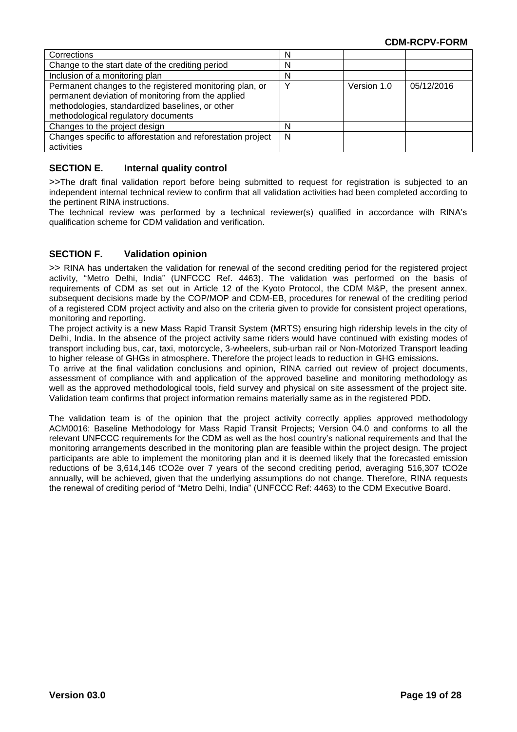| Corrections | N | | |
|---|---|---|---|
| Change to the start date of the crediting period | N | | |
| Inclusion of a monitoring plan | N | | |
| Permanent changes to the registered monitoring plan, or permanent deviation of monitoring from the applied methodologies, standardized baselines, or other methodological regulatory documents | Y | Version 1.0 | 05/12/2016 |
| Changes to the project design | N | | |
| Changes specific to afforestation and reforestation project activities | N | | |

## SECTION E. Internal quality control

>>The draft final validation report before being submitted to request for registration is subjected to an independent internal technical review to confirm that all validation activities had been completed according to the pertinent RINA instructions.

The technical review was performed by a technical reviewer(s) qualified in accordance with RINA's qualification scheme for CDM validation and verification.

## SECTION F. Validation opinion

>> RINA has undertaken the validation for renewal of the second crediting period for the registered project activity, "Metro Delhi, India" (UNFCCC Ref. 4463). The validation was performed on the basis of requirements of CDM as set out in Article 12 of the Kyoto Protocol, the CDM M&P, the present annex, subsequent decisions made by the COP/MOP and CDM-EB, procedures for renewal of the crediting period of a registered CDM project activity and also on the criteria given to provide for consistent project operations, monitoring and reporting.

The project activity is a new Mass Rapid Transit System (MRTS) ensuring high ridership levels in the city of Delhi, India. In the absence of the project activity same riders would have continued with existing modes of transport including bus, car, taxi, motorcycle, 3-wheelers, sub-urban rail or Non-Motorized Transport leading to higher release of GHGs in atmosphere. Therefore the project leads to reduction in GHG emissions.

To arrive at the final validation conclusions and opinion, RINA carried out review of project documents, assessment of compliance with and application of the approved baseline and monitoring methodology as well as the approved methodological tools, field survey and physical on site assessment of the project site. Validation team confirms that project information remains materially same as in the registered PDD.

The validation team is of the opinion that the project activity correctly applies approved methodology ACM0016: Baseline Methodology for Mass Rapid Transit Projects; Version 04.0 and conforms to all the relevant UNFCCC requirements for the CDM as well as the host country's national requirements and that the monitoring arrangements described in the monitoring plan are feasible within the project design. The project participants are able to implement the monitoring plan and it is deemed likely that the forecasted emission reductions of be 3,614,146 $tCO_2e$ over 7 years of the second crediting period, averaging 516,307 $tCO_2e$ annually, will be achieved, given that the underlying assumptions do not change. Therefore, RINA requests the renewal of crediting period of "Metro Delhi, India" (UNFCCC Ref: 4463) to the CDM Executive Board.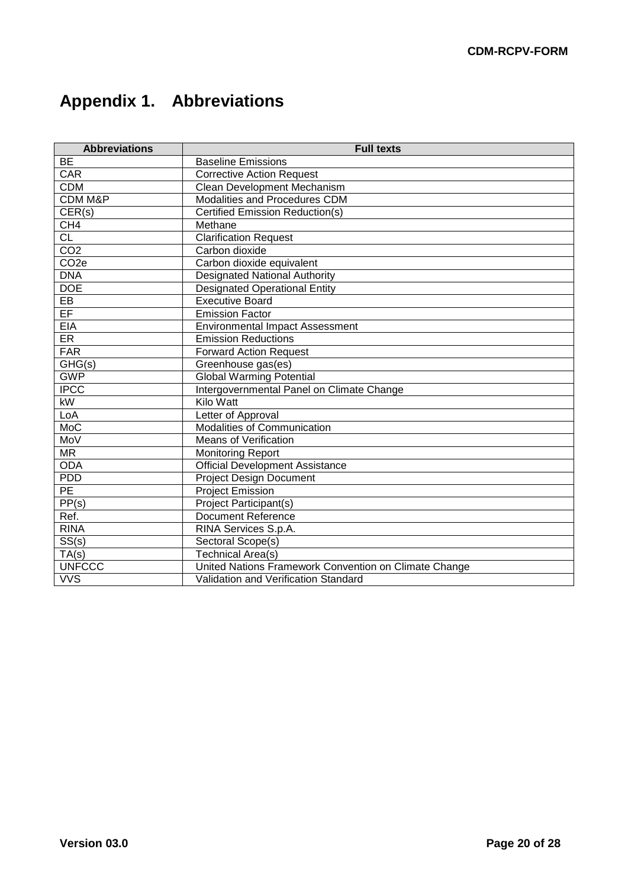# Appendix 1. Abbreviations

| Abbreviations | Full texts |
| --- | --- |
| BE | Baseline Emissions |
| CAR | Corrective Action Request |
| CDM | Clean Development Mechanism |
| CDM M&P | Modalities and Procedures CDM |
| CER(s) | Certified Emission Reduction(s) |
| $CH_4$ | Methane |
| CL | Clarification Request |
| $CO_2$ | Carbon dioxide |
| $CO_2e$ | Carbon dioxide equivalent |
| DNA | Designated National Authority |
| DOE | Designated Operational Entity |
| EB | Executive Board |
| EF | Emission Factor |
| EIA | Environmental Impact Assessment |
| ER | Emission Reductions |
| FAR | Forward Action Request |
| GHG(s) | Greenhouse gas(es) |
| GWP | Global Warming Potential |
| IPCC | Intergovernmental Panel on Climate Change |
| kW | Kilo Watt |
| LoA | Letter of Approval |
| MoC | Modalities of Communication |
| MoV | Means of Verification |
| MR | Monitoring Report |
| ODA | Official Development Assistance |
| PDD | Project Design Document |
| PE | Project Emission |
| PP(s) | Project Participant(s) |
| Ref. | Document Reference |
| RINA | RINA Services S.p.A. |
| SS(s) | Sectoral Scope(s) |
| TA(s) | Technical Area(s) |
| UNFCCC | United Nations Framework Convention on Climate Change |
| VVS | Validation and Verification Standard |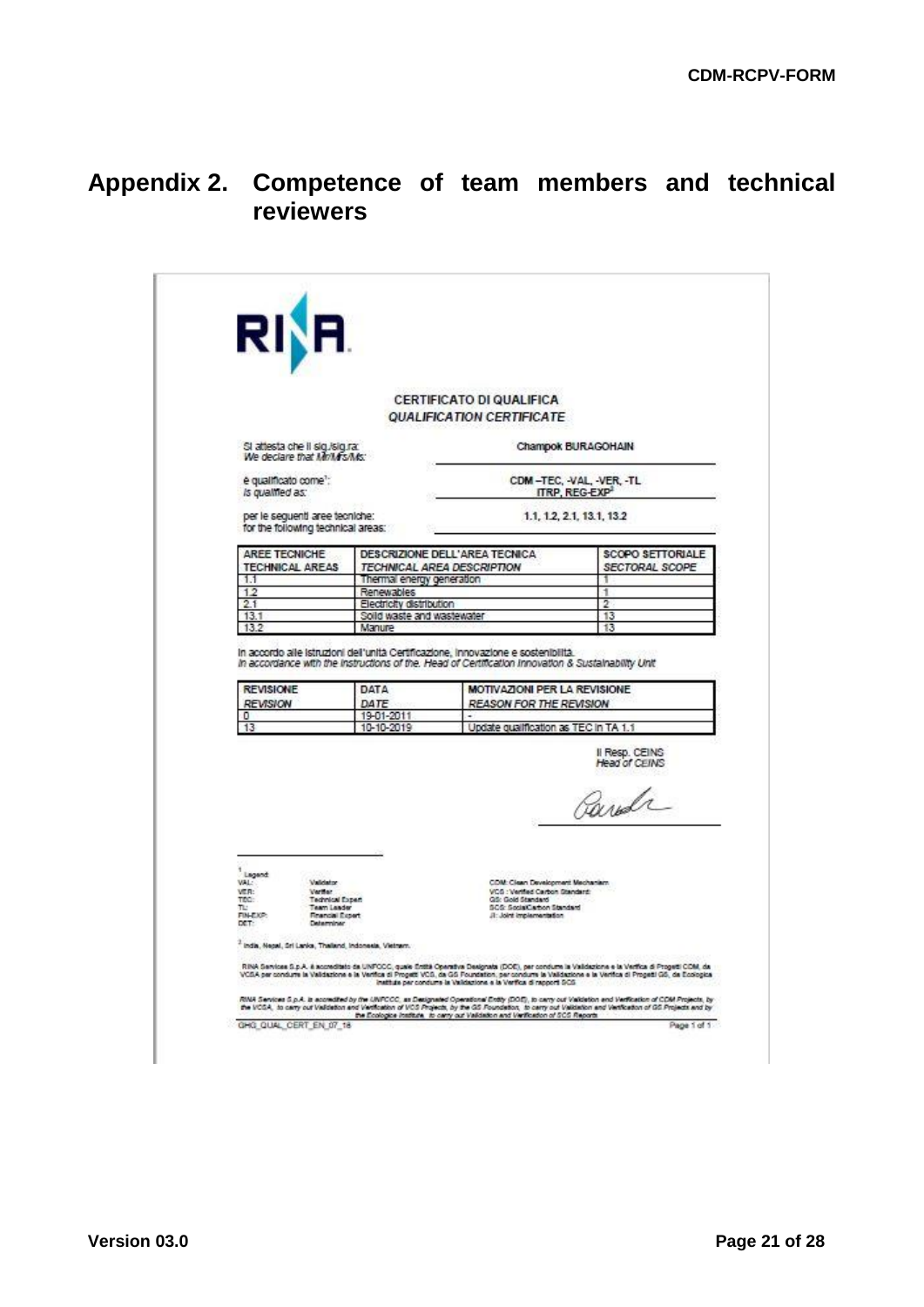## Appendix 2. Competence of team members and technical reviewers

RINA

CERTIFICATO DI QUALIFICA
*QUALIFICATION CERTIFICATE*

Si attesta che il sig./sig.ra:
*We declare that Mr/Mrs/Ms:* **Champok BURAGOHAIN**

è qualificato come[1]:
*is qualified as:* CDM –TEC, -VAL, -VER, -TL
ITRP, REG-EXP[2]

per le seguenti aree tecniche:
*for the following technical areas:* 1.1, 1.2, 2.1, 13.1, 13.2

| AREE TECNICHE *TECHNICAL AREAS* | DESCRIZIONE DELL'AREA TECNICA *TECHNICAL AREA DESCRIPTION* | SCOPO SETTORIALE *SECTORAL SCOPE* |
|---|---|---|
| 1.1 | Thermal energy generation | 1 |
| 1.2 | Renewables | 1 |
| 2.1 | Electricity distribution | 2 |
| 13.1 | Solid waste and wastewater | 13 |
| 13.2 | Manure | 13 |

In accordo alle istruzioni dell'unità Certificazione, Innovazione e sostenibilità.
*In accordance with the instructions of the. Head of Certification Innovation & Sustainability Unit*

| REVISIONE *REVISION* | DATA *DATE* | MOTIVAZIONI PER LA REVISIONE *REASON FOR THE REVISION* |
|---|---|---|
| 0 | 19-01-2011 | - |
| 13 | 10-10-2019 | Update qualification as TEC in TA 1.1 |

Il Resp. CEINS
*Head of CEINS*

[1] Legend:
VAL: Validator
VER: Verifier
TEC: Technical Expert
TL: Team Leader
FIN-EXP: Financial Expert
DET: Determiner

CDM: Clean Development Mechanism
VCS: Verified Carbon Standard
GS: Gold Standard
SCS: SocialCarbon Standard
JI: Joint Implementation

[2] India, Nepal, Sri Lanka, Thailand, Indonesia, Vietnam.

RINA Services S.p.A. è accreditato da UNFCCC, quale Entità Operativa Designata (DOE), per condurre la Validazione e la Verifica di Progetti CDM, da VCSA per condurre la Validazione e la Verifica di Progetti VCS, da GS Foundation, per condurre la Validazione e la Verifica di Progetti GS, da Ecologica Institute per condurre la Validazione e la Verifica di rapporti SCS

*RINA Services S.p.A. is accredited by the UNFCCC, as Designated Operational Entity (DOE), to carry out Validation and Verification of CDM Projects, by the VCSA, to carry out Validation and Verification of VCS Projects, by the GS Foundation, to carry out Validation and Verification of GS Projects and by the Ecologica Institute, to carry out Validation and Verification of SCS Reports*

GHG_QUAL_CERT_EN_07_18 Page 1 of 1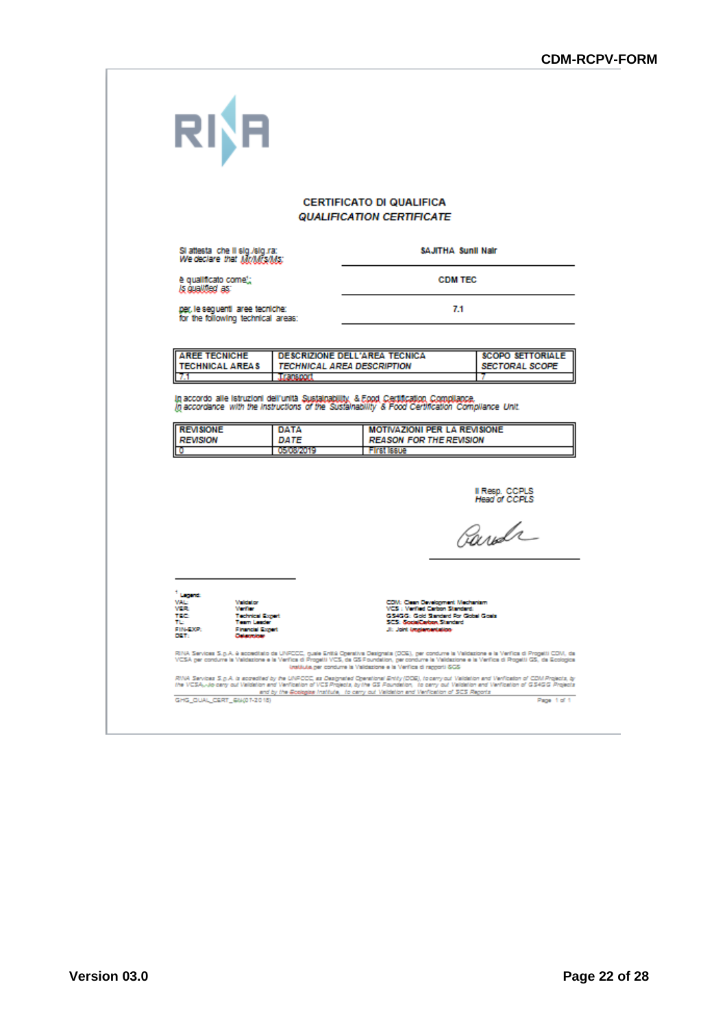RINA

## CERTIFICATO DI QUALIFICA
## *QUALIFICATION CERTIFICATE*

Si attesta che il sig./sig.ra:
*We declare that Mr/Mrs/Ms:* **SAJITHA Sunil Nair**

è qualificato come[1]:
*is qualified as:* **CDM TEC**

per le seguenti aree tecniche:
for the following technical areas: **7.1**

| AREE TECNICHE *TECHNICAL AREAS* | DESCRIZIONE DELL'AREA TECNICA *TECHNICAL AREA DESCRIPTION* | SCOPO SETTORIALE *SECTORAL SCOPE* |
|---|---|---|
| 7.1 | Transport | 7 |

In accordo alle istruzioni dell'unità Sustainability & Food Certification Compliance
*In accordance with the instructions of the Sustainability & Food Certification Compliance Unit.*

| REVISIONE *REVISION* | DATA *DATE* | MOTIVAZIONI PER LA REVISIONE *REASON FOR THE REVISION* |
|---|---|---|
| 0 | 05/08/2019 | First issue |

Il Resp. CCPLS
*Head of CCPLS*

[1] Legend:

| | | |
|---|---|---|
| VAL: | Validator | CDM: Clean Development Mechanism |
| VER: | Verifier | VCS: Verified Carbon Standard |
| TEC: | Technical Expert | GS4GG: Gold Standard For Global Goals |
| TL: | Team Leader | SCS: SocialCarbon Standard |
| FIN-EXP: | Financial Expert | JI: Joint Implementation |
| DET: | Determiner | |

RINA Services S.p.A. è accreditato da UNFCCC, quale Entità Operativa Designata (DOE), per condurre la Validazione e la Verifica di Progetti CDM, da VCSA per condurre la Validazione e la Verifica di Progetti VCS, da GS Foundation, per condurre la Validazione e la Verifica di Progetti GS, da Ecologica Institute per condurre la Validazione e la Verifica di rapporti SCS

*RINA Services S.p.A. is accredited by the UNFCCC, as Designated Operational Entity (DOE), to carry out Validation and Verification of CDM Projects, by the VCSA, to carry out Validation and Verification of VCS Projects, by the GS Foundation, to carry out Validation and Verification of GS4GG Projects and by the Ecologica Institute, to carry out Validation and Verification of SCS Reports*

GHG_QUAL_CERT_EM(01-2018) Page 1 of 1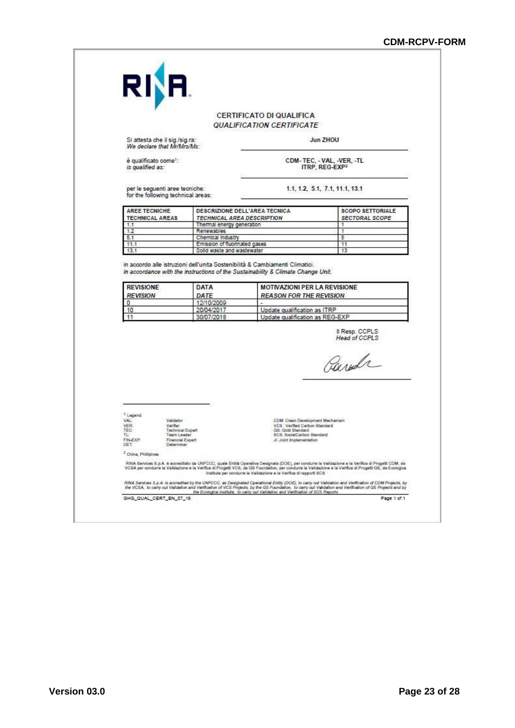RINA

CERTIFICATO DI QUALIFICA
*QUALIFICATION CERTIFICATE*

Si attesta che il sig./sig.ra:
*We declare that Mr/Mrs/Ms:* **Jun ZHOU**

è qualificato come[1]:
*is qualified as:* **CDM- TEC, - VAL, -VER, -TL ITRP, REG-EXP[2]**

per le seguenti aree tecniche:
*for the following technical areas:* **1.1, 1.2, 5.1, 7.1, 11.1, 13.1**

| AREE TECNICHE *TECHNICAL AREAS* | DESCRIZIONE DELL'AREA TECNICA *TECHNICAL AREA DESCRIPTION* | SCOPO SETTORIALE *SECTORAL SCOPE* |
|---|---|---|
| 1.1 | Thermal energy generation | 1 |
| 1.2 | Renewables | 1 |
| 5.1 | Chemical Industry | 5 |
| 11.1 | Emission of fluorinated gases | 11 |
| 13.1 | Solid waste and wastewater | 13 |

in accordo alle istruzioni dell'unità Sostenibilità & Cambiamenti Climatici.
*in accordance with the instructions of the Sustainability & Climate Change Unit.*

| REVISIONE *REVISION* | DATA *DATE* | MOTIVAZIONI PER LA REVISIONE *REASON FOR THE REVISION* |
|---|---|---|
| 0 | 12/10/2009 | - |
| 10 | 20/04/2017 | Update qualification as ITRP |
| 11 | 30/07/2018 | Update qualification as REG-EXP |

Il Resp. CCPLS
*Head of CCPLS*

[1] Legend:

| | | |
|---|---|---|
| VAL: | Validator | CDM: Clean Development Mechanism |
| VER: | Verifier | VCS : Verified Carbon Standard |
| TEC: | Technical Expert | GS: Gold Standard |
| TL: | Team Leader | SCS: SocialCarbon Standard |
| FIN-EXP: | Financial Expert | JI: Joint Implementation |
| DET: | Determiner | |

[2] China, Philippines

RINA Services S.p.A. è accreditato da UNFCCC, quale Entità Operativa Designata (DOE), per condurre la Validazione e la Verifica di Progetti CDM, da VCSA per condurre la Validazione e la Verifica di Progetti VCS, da GS Foundation, per condurre la Validazione e la Verifica di Progetti GS, da Ecologica Institute per condurre la Validazione e la Verifica di rapporti SCS

*RINA Services S.p.A. is accredited by the UNFCCC, as Designated Operational Entity (DOE), to carry out Validation and Verification of CDM Projects, by the VCSA, to carry out Validation and Verification of VCS Projects, by the GS Foundation, to carry out Validation and Verification of GS Projects and by the Ecologica Institute, to carry out Validation and Verification of SCS Reports*

GHG_QUAL_CERT_EN_07_18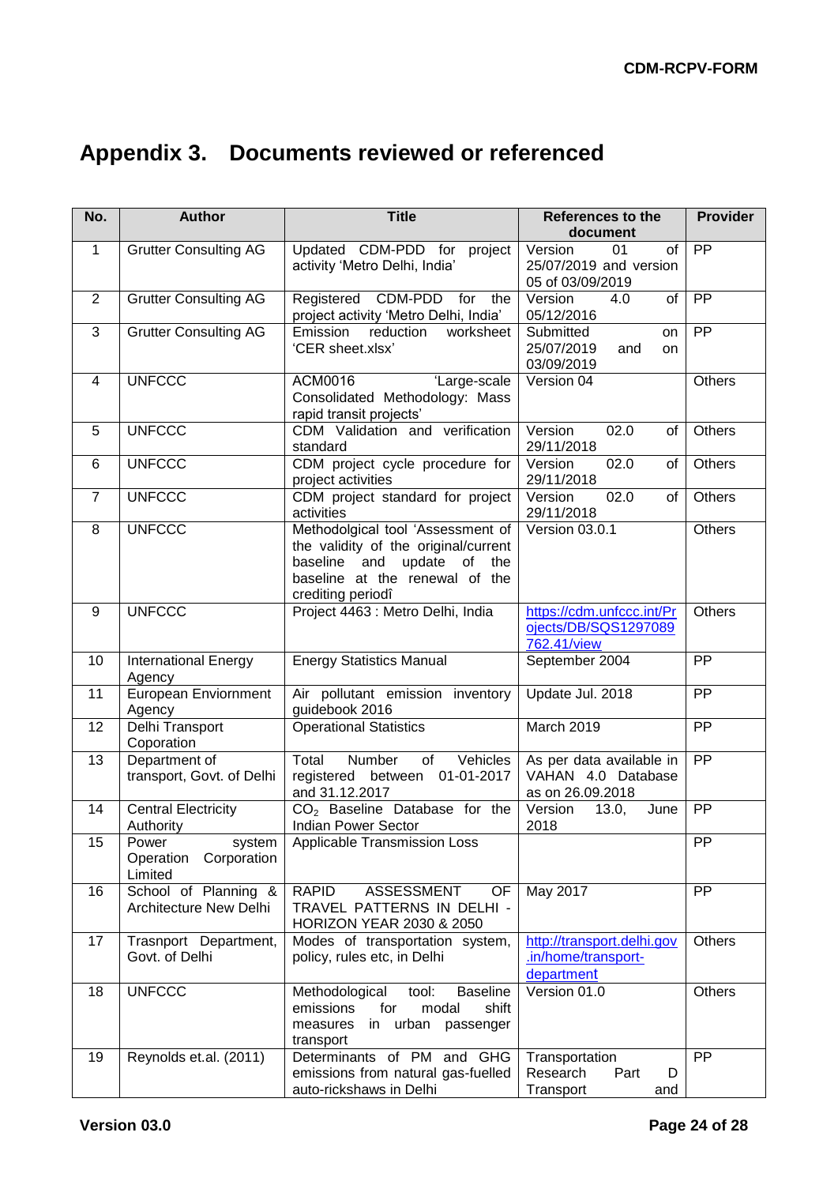# Appendix 3. Documents reviewed or referenced

| No. | Author | Title | References to the document | Provider |
|---|---|---|---|---|
| 1 | Grutter Consulting AG | Updated CDM-PDD for project activity 'Metro Delhi, India' | Version 01 of 25/07/2019 and version 05 of 03/09/2019 | PP |
| 2 | Grutter Consulting AG | Registered CDM-PDD for the project activity 'Metro Delhi, India' | Version 4.0 of 05/12/2016 | PP |
| 3 | Grutter Consulting AG | Emission reduction worksheet 'CER sheet.xlsx' | Submitted on 25/07/2019 and on 03/09/2019 | PP |
| 4 | UNFCCC | ACM0016 'Large-scale Consolidated Methodology: Mass rapid transit projects' | Version 04 | Others |
| 5 | UNFCCC | CDM Validation and verification standard | Version 02.0 of 29/11/2018 | Others |
| 6 | UNFCCC | CDM project cycle procedure for project activities | Version 02.0 of 29/11/2018 | Others |
| 7 | UNFCCC | CDM project standard for project activities | Version 02.0 of 29/11/2018 | Others |
| 8 | UNFCCC | Methodolgical tool 'Assessment of the validity of the original/current baseline and update of the baseline at the renewal of the crediting periodî | Version 03.0.1 | Others |
| 9 | UNFCCC | Project 4463 : Metro Delhi, India | https://cdm.unfccc.int/Projects/DB/SQS1297089762.41/view | Others |
| 10 | International Energy Agency | Energy Statistics Manual | September 2004 | PP |
| 11 | European Enviornment Agency | Air pollutant emission inventory guidebook 2016 | Update Jul. 2018 | PP |
| 12 | Delhi Transport Coporation | Operational Statistics | March 2019 | PP |
| 13 | Department of transport, Govt. of Delhi | Total Number of Vehicles registered between 01-01-2017 and 31.12.2017 | As per data available in VAHAN 4.0 Database as on 26.09.2018 | PP |
| 14 | Central Electricity Authority | $CO_2$ Baseline Database for the Indian Power Sector | Version 13.0, June 2018 | PP |
| 15 | Power system Operation Corporation Limited | Applicable Transmission Loss | | PP |
| 16 | School of Planning & Architecture New Delhi | RAPID ASSESSMENT OF TRAVEL PATTERNS IN DELHI - HORIZON YEAR 2030 & 2050 | May 2017 | PP |
| 17 | Trasnport Department, Govt. of Delhi | Modes of transportation system, policy, rules etc, in Delhi | http://transport.delhi.gov.in/home/transport-department | Others |
| 18 | UNFCCC | Methodological tool: Baseline emissions for modal shift measures in urban passenger transport | Version 01.0 | Others |
| 19 | Reynolds et.al. (2011) | Determinants of PM and GHG emissions from natural gas-fuelled auto-rickshaws in Delhi | Transportation Research Part D Transport and | PP |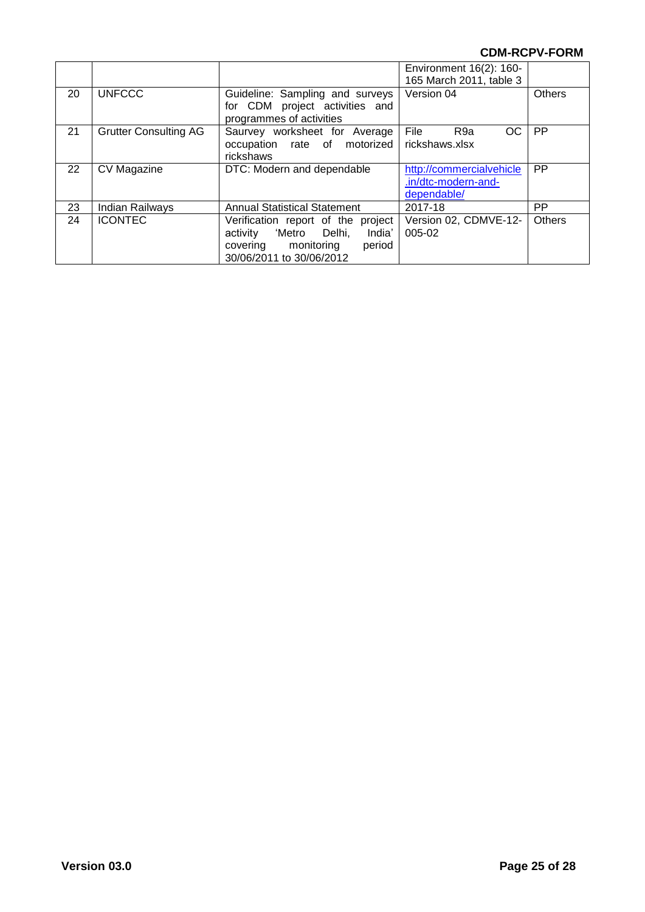|  |  |  | Environment 16(2): 160-165 March 2011, table 3 |  |
|---|---|---|---|---|
| 20 | UNFCCC | Guideline: Sampling and surveys for CDM project activities and programmes of activities | Version 04 | Others |
| 21 | Grutter Consulting AG | Saurvey worksheet for Average occupation rate of motorized rickshaws | File R9a OC rickshaws.xlsx | PP |
| 22 | CV Magazine | DTC: Modern and dependable | http://commercialvehicle.in/dtc-modern-and-dependable/ | PP |
| 23 | Indian Railways | Annual Statistical Statement | 2017-18 | PP |
| 24 | ICONTEC | Verification report of the project activity 'Metro Delhi, India' covering monitoring period 30/06/2011 to 30/06/2012 | Version 02, CDMVE-12-005-02 | Others |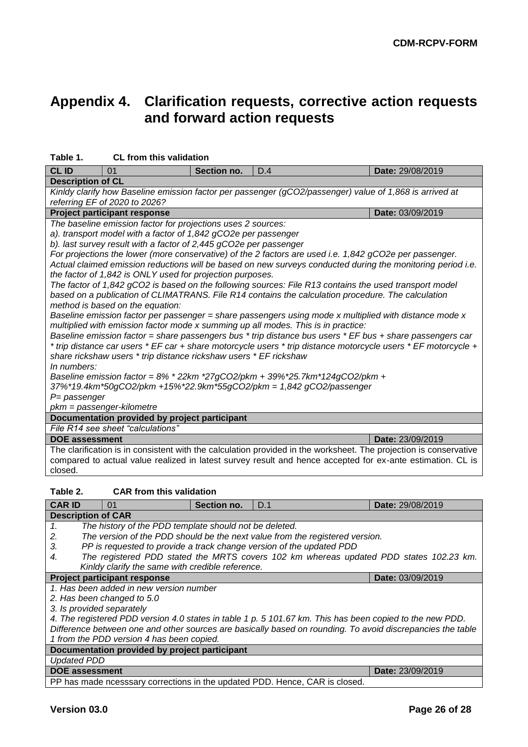# Appendix 4. Clarification requests, corrective action requests and forward action requests

**Table 1. CL from this validation**

| **CL ID** | 01 | **Section no.** | D.4 | **Date:** 29/08/2019 |
|---|---|---|---|---|
| **Description of CL** | | | | |
| *Kinldy clarify how Baseline emission factor per passenger (gCO2/passenger) value of 1,868 is arrived at referring EF of 2020 to 2026?* | | | | |
| **Project participant response** | | | | **Date:** 03/09/2019 |
| *The baseline emission factor for projections uses 2 sources:*<br>*a). transport model with a factor of 1,842 gCO2e per passenger*<br>*b). last survey result with a factor of 2,445 gCO2e per passenger*<br>*For projections the lower (more conservative) of the 2 factors are used i.e. 1,842 gCO2e per passenger. Actual claimed emission reductions will be based on new surveys conducted during the monitoring period i.e. the factor of 1,842 is ONLY used for projection purposes.*<br>*The factor of 1,842 gCO2 is based on the following sources: File R13 contains the used transport model based on a publication of CLIMATRANS. File R14 contains the calculation procedure. The calculation method is based on the equation:*<br>*Baseline emission factor per passenger = share passengers using mode x multiplied with distance mode x multiplied with emission factor mode x summing up all modes. This is in practice:*<br>*Baseline emission factor = share passengers bus * trip distance bus users * EF bus + share passengers car * trip distance car users * EF car + share motorcycle users * trip distance motorcycle users * EF motorcycle + share rickshaw users * trip distance rickshaw users * EF rickshaw*<br>*In numbers:*<br>*Baseline emission factor = 8% * 22km *27gCO2/pkm + 39%*25.7km*124gCO2/pkm + 37%*19.4km*50gCO2/pkm +15%*22.9km*55gCO2/pkm = 1,842 gCO2/passenger*<br>*P= passenger*<br>*pkm = passenger-kilometre* | | | | |
| **Documentation provided by project participant** | | | | |
| *File R14 see sheet "calculations"* | | | | |
| **DOE assessment** | | | | **Date:** 23/09/2019 |
| The clarification is in consistent with the calculation provided in the worksheet. The projection is conservative compared to actual value realized in latest survey result and hence accepted for ex-ante estimation. CL is closed. | | | | |

**Table 2. CAR from this validation**

| **CAR ID** | 01 | **Section no.** | D.1 | **Date:** 29/08/2019 |
|---|---|---|---|---|
| **Description of CAR** | | | | |
| *1. The history of the PDD template should not be deleted.*<br>*2. The version of the PDD should be the next value from the registered version.*<br>*3. PP is requested to provide a track change version of the updated PDD*<br>*4. The registered PDD stated the MRTS covers 102 km whereas updated PDD states 102.23 km. Kinldy clarify the same with credible reference.* | | | | |
| **Project participant response** | | | | **Date:** 03/09/2019 |
| *1. Has been added in new version number*<br>*2. Has been changed to 5.0*<br>*3. Is provided separately*<br>*4. The registered PDD version 4.0 states in table 1 p. 5 101.67 km. This has been copied to the new PDD. Difference between one and other sources are basically based on rounding. To avoid discrepancies the table 1 from the PDD version 4 has been copied.* | | | | |
| **Documentation provided by project participant** | | | | |
| *Updated PDD* | | | | |
| **DOE assessment** | | | | **Date:** 23/09/2019 |
| PP has made ncesssary corrections in the updated PDD. Hence, CAR is closed. | | | | |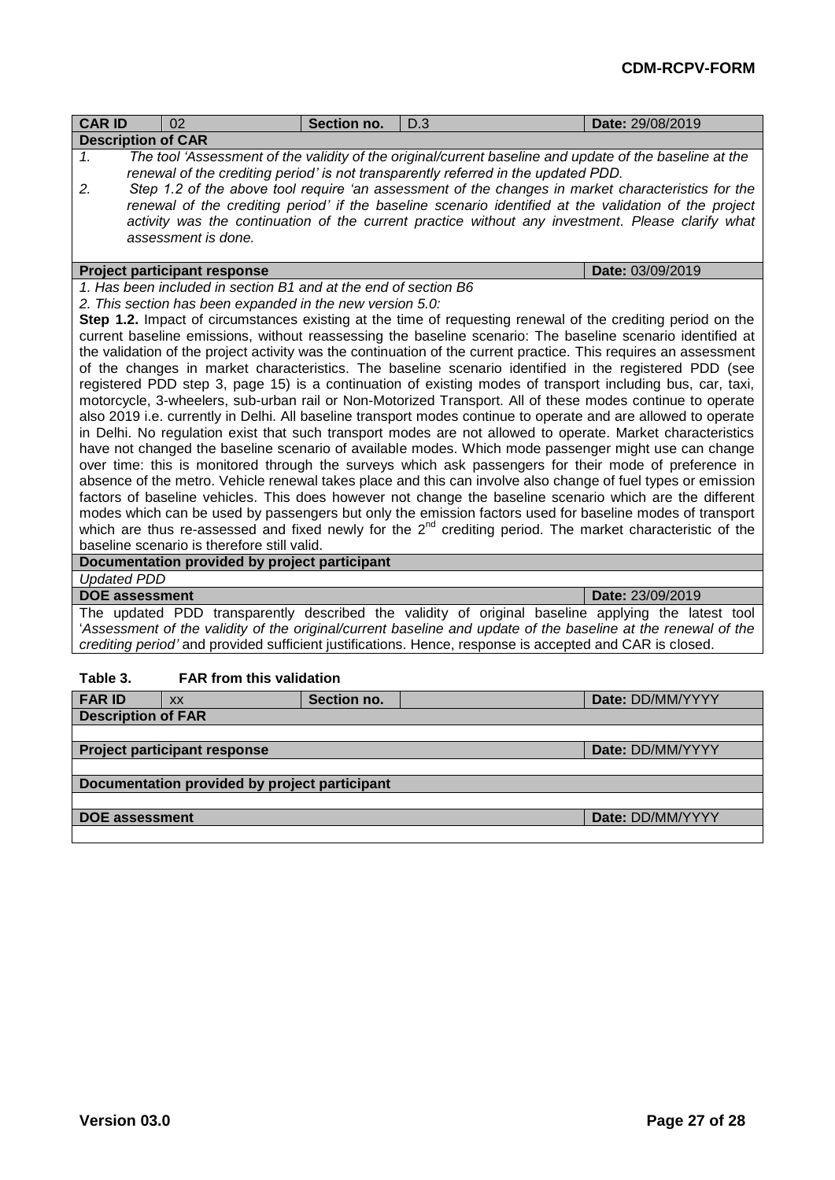| **CAR ID** | 02 | **Section no.** | D.3 | **Date:** 29/08/2019 |
|---|---|---|---|---|
| **Description of CAR** | | | | |
| *1. The tool 'Assessment of the validity of the original/current baseline and update of the baseline at the renewal of the crediting period' is not transparently referred in the updated PDD.*<br>*2. Step 1.2 of the above tool require 'an assessment of the changes in market characteristics for the renewal of the crediting period' if the baseline scenario identified at the validation of the project activity was the continuation of the current practice without any investment. Please clarify what assessment is done.* | | | | |
| **Project participant response** | | | | **Date:** 03/09/2019 |
| *1. Has been included in section B1 and at the end of section B6*<br>*2. This section has been expanded in the new version 5.0:*<br>**Step 1.2.** Impact of circumstances existing at the time of requesting renewal of the crediting period on the current baseline emissions, without reassessing the baseline scenario: The baseline scenario identified at the validation of the project activity was the continuation of the current practice. This requires an assessment of the changes in market characteristics. The baseline scenario identified in the registered PDD (see registered PDD step 3, page 15) is a continuation of existing modes of transport including bus, car, taxi, motorcycle, 3-wheelers, sub-urban rail or Non-Motorized Transport. All of these modes continue to operate also 2019 i.e. currently in Delhi. All baseline transport modes continue to operate and are allowed to operate in Delhi. No regulation exist that such transport modes are not allowed to operate. Market characteristics have not changed the baseline scenario of available modes. Which mode passenger might use can change over time: this is monitored through the surveys which ask passengers for their mode of preference in absence of the metro. Vehicle renewal takes place and this can involve also change of fuel types or emission factors of baseline vehicles. This does however not change the baseline scenario which are the different modes which can be used by passengers but only the emission factors used for baseline modes of transport which are thus re-assessed and fixed newly for the 2nd crediting period. The market characteristic of the baseline scenario is therefore still valid. | | | | |
| **Documentation provided by project participant** | | | | |
| *Updated PDD* | | | | |
| **DOE assessment** | | | | **Date:** 23/09/2019 |
| The updated PDD transparently described the validity of original baseline applying the latest tool '*Assessment of the validity of the original/current baseline and update of the baseline at the renewal of the crediting period'* and provided sufficient justifications. Hence, response is accepted and CAR is closed. | | | | |

**Table 3. FAR from this validation**

| **FAR ID** | XX | **Section no.** | | **Date:** DD/MM/YYYY |
|---|---|---|---|---|
| **Description of FAR** | | | | |
| | | | | |
| **Project participant response** | | | | **Date:** DD/MM/YYYY |
| | | | | |
| **Documentation provided by project participant** | | | | |
| | | | | |
| **DOE assessment** | | | | **Date:** DD/MM/YYYY |
| | | | | |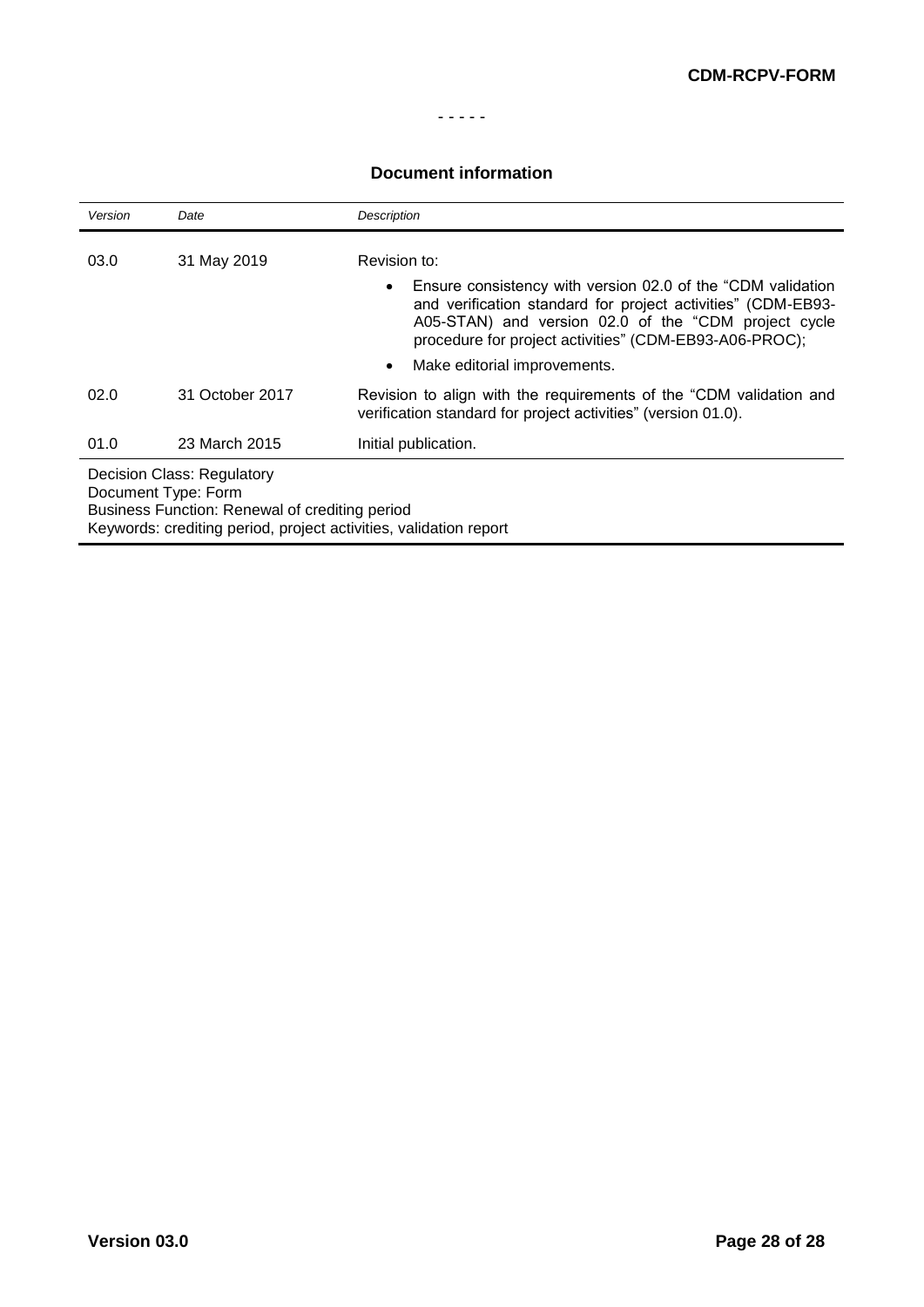- - - - -

### Document information

| *Version* | *Date* | *Description* |
|---|---|---|
| 03.0 | 31 May 2019 | Revision to: <br>• Ensure consistency with version 02.0 of the "CDM validation and verification standard for project activities" (CDM-EB93-A05-STAN) and version 02.0 of the "CDM project cycle procedure for project activities" (CDM-EB93-A06-PROC); <br>• Make editorial improvements. |
| 02.0 | 31 October 2017 | Revision to align with the requirements of the "CDM validation and verification standard for project activities" (version 01.0). |
| 01.0 | 23 March 2015 | Initial publication. |

Decision Class: Regulatory
Document Type: Form
Business Function: Renewal of crediting period
Keywords: crediting period, project activities, validation report